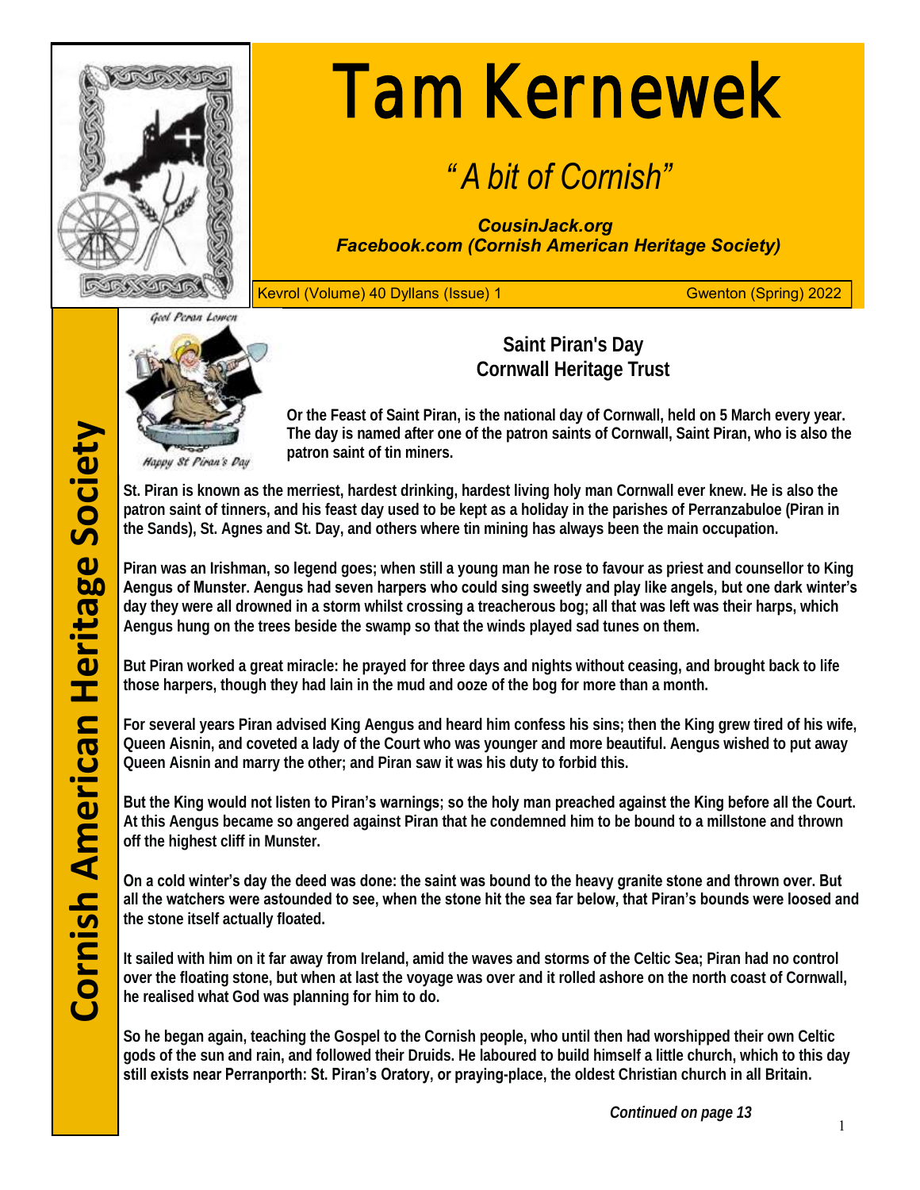# Tam Kernewek

## *"A bit of Cornish"*

***CousinJack.org***
***Facebook.com (Cornish American Heritage Society)***

Kevrol (Volume) 40 Dyllans (Issue) 1 — Gwenton (Spring) 2022

Cornish American Heritage Society

*Gool Peran Lowen*

*Happy St Piran's Day*

## Saint Piran's Day
## Cornwall Heritage Trust

**Or the Feast of Saint Piran, is the national day of Cornwall, held on 5 March every year. The day is named after one of the patron saints of Cornwall, Saint Piran, who is also the patron saint of tin miners.**

**St. Piran is known as the merriest, hardest drinking, hardest living holy man Cornwall ever knew. He is also the patron saint of tinners, and his feast day used to be kept as a holiday in the parishes of Perranzabuloe (Piran in the Sands), St. Agnes and St. Day, and others where tin mining has always been the main occupation.**

**Piran was an Irishman, so legend goes; when still a young man he rose to favour as priest and counsellor to King Aengus of Munster. Aengus had seven harpers who could sing sweetly and play like angels, but one dark winter's day they were all drowned in a storm whilst crossing a treacherous bog; all that was left was their harps, which Aengus hung on the trees beside the swamp so that the winds played sad tunes on them.**

**But Piran worked a great miracle: he prayed for three days and nights without ceasing, and brought back to life those harpers, though they had lain in the mud and ooze of the bog for more than a month.**

**For several years Piran advised King Aengus and heard him confess his sins; then the King grew tired of his wife, Queen Aisnin, and coveted a lady of the Court who was younger and more beautiful. Aengus wished to put away Queen Aisnin and marry the other; and Piran saw it was his duty to forbid this.**

**But the King would not listen to Piran's warnings; so the holy man preached against the King before all the Court. At this Aengus became so angered against Piran that he condemned him to be bound to a millstone and thrown off the highest cliff in Munster.**

**On a cold winter's day the deed was done: the saint was bound to the heavy granite stone and thrown over. But all the watchers were astounded to see, when the stone hit the sea far below, that Piran's bounds were loosed and the stone itself actually floated.**

**It sailed with him on it far away from Ireland, amid the waves and storms of the Celtic Sea; Piran had no control over the floating stone, but when at last the voyage was over and it rolled ashore on the north coast of Cornwall, he realised what God was planning for him to do.**

**So he began again, teaching the Gospel to the Cornish people, who until then had worshipped their own Celtic gods of the sun and rain, and followed their Druids. He laboured to build himself a little church, which to this day still exists near Perranporth: St. Piran's Oratory, or praying-place, the oldest Christian church in all Britain.**

***Continued on page 13***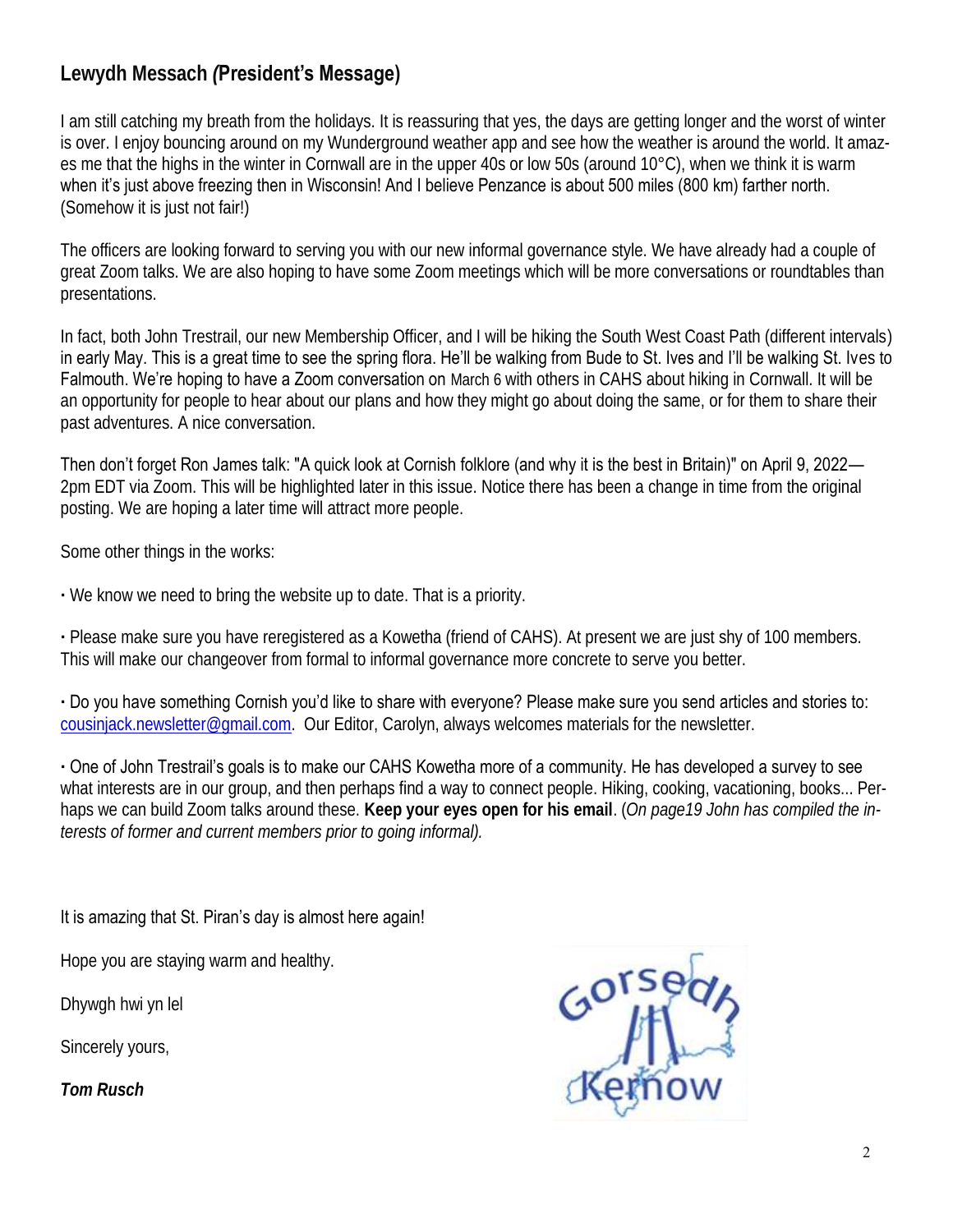## Lewydh Messach *(*President's Message)

I am still catching my breath from the holidays. It is reassuring that yes, the days are getting longer and the worst of winter is over. I enjoy bouncing around on my Wunderground weather app and see how the weather is around the world. It amazes me that the highs in the winter in Cornwall are in the upper 40s or low 50s (around 10°C), when we think it is warm when it's just above freezing then in Wisconsin! And I believe Penzance is about 500 miles (800 km) farther north. (Somehow it is just not fair!)

The officers are looking forward to serving you with our new informal governance style. We have already had a couple of great Zoom talks. We are also hoping to have some Zoom meetings which will be more conversations or roundtables than presentations.

In fact, both John Trestrail, our new Membership Officer, and I will be hiking the South West Coast Path (different intervals) in early May. This is a great time to see the spring flora. He'll be walking from Bude to St. Ives and I'll be walking St. Ives to Falmouth. We're hoping to have a Zoom conversation on March 6 with others in CAHS about hiking in Cornwall. It will be an opportunity for people to hear about our plans and how they might go about doing the same, or for them to share their past adventures. A nice conversation.

Then don't forget Ron James talk: "A quick look at Cornish folklore (and why it is the best in Britain)" on April 9, 2022—2pm EDT via Zoom. This will be highlighted later in this issue. Notice there has been a change in time from the original posting. We are hoping a later time will attract more people.

Some other things in the works:

- We know we need to bring the website up to date. That is a priority.

- Please make sure you have reregistered as a Kowetha (friend of CAHS). At present we are just shy of 100 members. This will make our changeover from formal to informal governance more concrete to serve you better.

- Do you have something Cornish you'd like to share with everyone? Please make sure you send articles and stories to: cousinjack.newsletter@gmail.com. Our Editor, Carolyn, always welcomes materials for the newsletter.

- One of John Trestrail's goals is to make our CAHS Kowetha more of a community. He has developed a survey to see what interests are in our group, and then perhaps find a way to connect people. Hiking, cooking, vacationing, books... Perhaps we can build Zoom talks around these. **Keep your eyes open for his email**. (*On page19 John has compiled the interests of former and current members prior to going informal).*

It is amazing that St. Piran's day is almost here again!

Hope you are staying warm and healthy.

Dhywgh hwi yn lel

Sincerely yours,

***Tom Rusch***

Gorsedh Kernow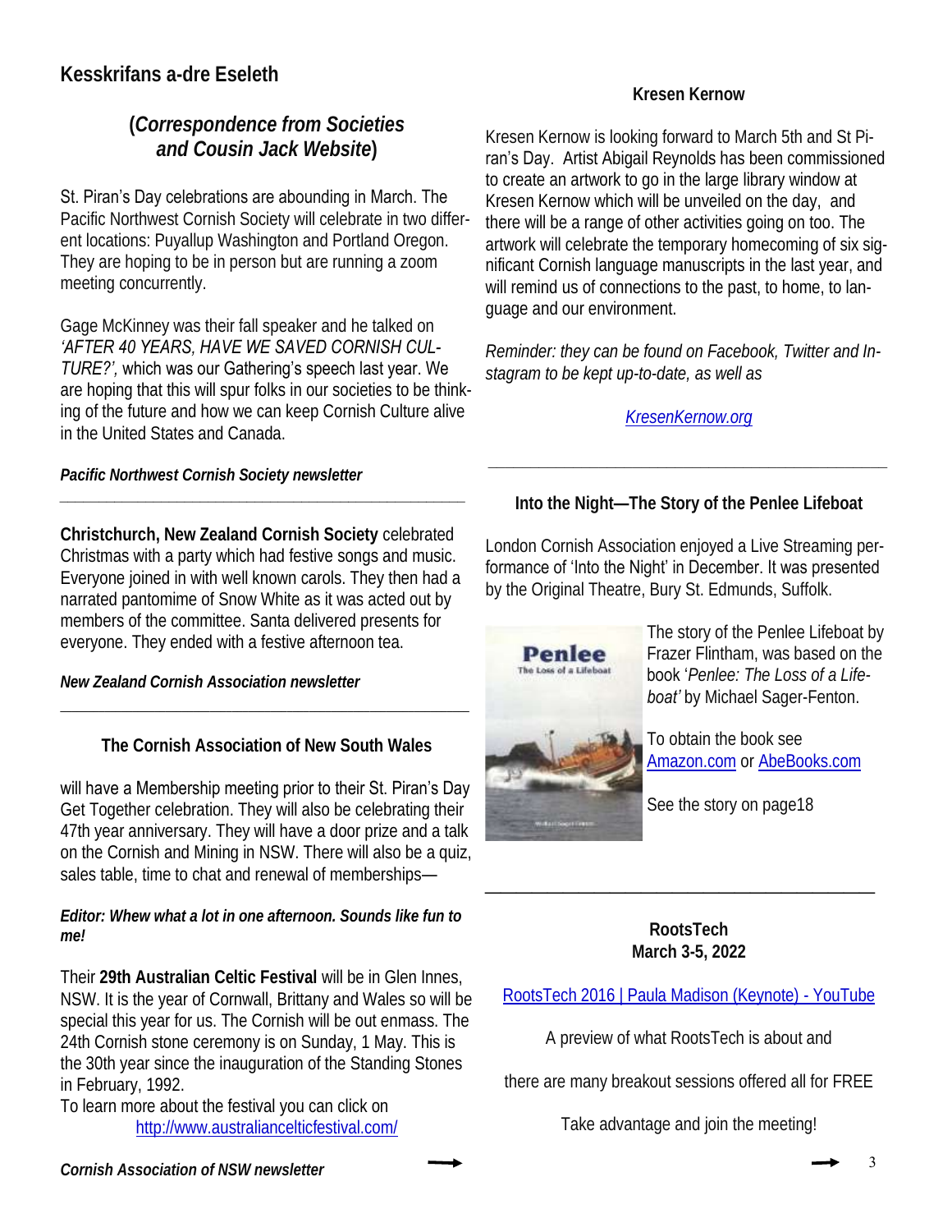## Kesskrifans a-dre Eseleth

### (*Correspondence from Societies and Cousin Jack Website*)

St. Piran's Day celebrations are abounding in March. The Pacific Northwest Cornish Society will celebrate in two different locations: Puyallup Washington and Portland Oregon. They are hoping to be in person but are running a zoom meeting concurrently.

Gage McKinney was their fall speaker and he talked on *'AFTER 40 YEARS, HAVE WE SAVED CORNISH CULTURE?',* which was our Gathering's speech last year. We are hoping that this will spur folks in our societies to be thinking of the future and how we can keep Cornish Culture alive in the United States and Canada.

***Pacific Northwest Cornish Society newsletter***

---

**Christchurch, New Zealand Cornish Society** celebrated Christmas with a party which had festive songs and music. Everyone joined in with well known carols. They then had a narrated pantomime of Snow White as it was acted out by members of the committee. Santa delivered presents for everyone. They ended with a festive afternoon tea.

***New Zealand Cornish Association newsletter***

---

### The Cornish Association of New South Wales

will have a Membership meeting prior to their St. Piran's Day Get Together celebration. They will also be celebrating their 47th year anniversary. They will have a door prize and a talk on the Cornish and Mining in NSW. There will also be a quiz, sales table, time to chat and renewal of memberships—

***Editor: Whew what a lot in one afternoon. Sounds like fun to me!***

Their **29th Australian Celtic Festival** will be in Glen Innes, NSW. It is the year of Cornwall, Brittany and Wales so will be special this year for us. The Cornish will be out enmass. The 24th Cornish stone ceremony is on Sunday, 1 May. This is the 30th year since the inauguration of the Standing Stones in February, 1992.
To learn more about the festival you can click on
http://www.australiancelticfestival.com/

***Cornish Association of NSW newsletter***

---

### Kresen Kernow

Kresen Kernow is looking forward to March 5th and St Piran's Day. Artist Abigail Reynolds has been commissioned to create an artwork to go in the large library window at Kresen Kernow which will be unveiled on the day, and there will be a range of other activities going on too. The artwork will celebrate the temporary homecoming of six significant Cornish language manuscripts in the last year, and will remind us of connections to the past, to home, to language and our environment.

*Reminder: they can be found on Facebook, Twitter and Instagram to be kept up-to-date, as well as*

KresenKernow.org

---

### Into the Night—The Story of the Penlee Lifeboat

London Cornish Association enjoyed a Live Streaming performance of 'Into the Night' in December. It was presented by the Original Theatre, Bury St. Edmunds, Suffolk.

The story of the Penlee Lifeboat by Frazer Flintham, was based on the book '*Penlee: The Loss of a Lifeboat'* by Michael Sager-Fenton.

To obtain the book see Amazon.com or AbeBooks.com

See the story on page18

---

### RootsTech
### March 3-5, 2022

RootsTech 2016 | Paula Madison (Keynote) - YouTube

A preview of what RootsTech is about and

there are many breakout sessions offered all for FREE

Take advantage and join the meeting!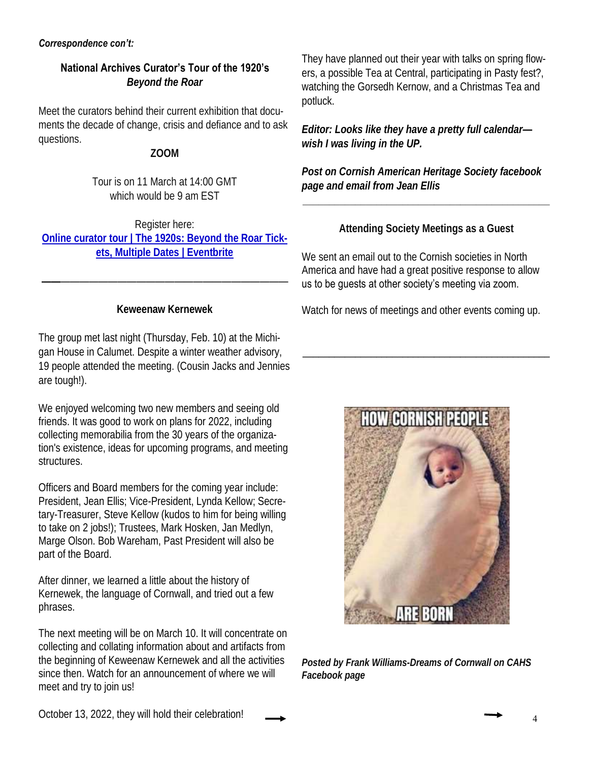***Correspondence con't:***

### National Archives Curator's Tour of the 1920's
### *Beyond the Roar*

Meet the curators behind their current exhibition that documents the decade of change, crisis and defiance and to ask questions.

**ZOOM**

Tour is on 11 March at 14:00 GMT
which would be 9 am EST

Register here:
**Online curator tour | The 1920s: Beyond the Roar Tickets, Multiple Dates | Eventbrite**

---

### Keweenaw Kernewek

The group met last night (Thursday, Feb. 10) at the Michigan House in Calumet. Despite a winter weather advisory, 19 people attended the meeting. (Cousin Jacks and Jennies are tough!).

We enjoyed welcoming two new members and seeing old friends. It was good to work on plans for 2022, including collecting memorabilia from the 30 years of the organization's existence, ideas for upcoming programs, and meeting structures.

Officers and Board members for the coming year include: President, Jean Ellis; Vice-President, Lynda Kellow; Secretary-Treasurer, Steve Kellow (kudos to him for being willing to take on 2 jobs!); Trustees, Mark Hosken, Jan Medlyn, Marge Olson. Bob Wareham, Past President will also be part of the Board.

After dinner, we learned a little about the history of Kernewek, the language of Cornwall, and tried out a few phrases.

The next meeting will be on March 10. It will concentrate on collecting and collating information about and artifacts from the beginning of Keweenaw Kernewek and all the activities since then. Watch for an announcement of where we will meet and try to join us!

October 13, 2022, they will hold their celebration! ⟶

They have planned out their year with talks on spring flowers, a possible Tea at Central, participating in Pasty fest?, watching the Gorsedh Kernow, and a Christmas Tea and potluck.

***Editor: Looks like they have a pretty full calendar—wish I was living in the UP.***

***Post on Cornish American Heritage Society facebook page and email from Jean Ellis***

---

### Attending Society Meetings as a Guest

We sent an email out to the Cornish societies in North America and have had a great positive response to allow us to be guests at other society's meeting via zoom.

Watch for news of meetings and other events coming up.

---

HOW CORNISH PEOPLE ARE BORN

***Posted by Frank Williams-Dreams of Cornwall on CAHS Facebook page***

⟶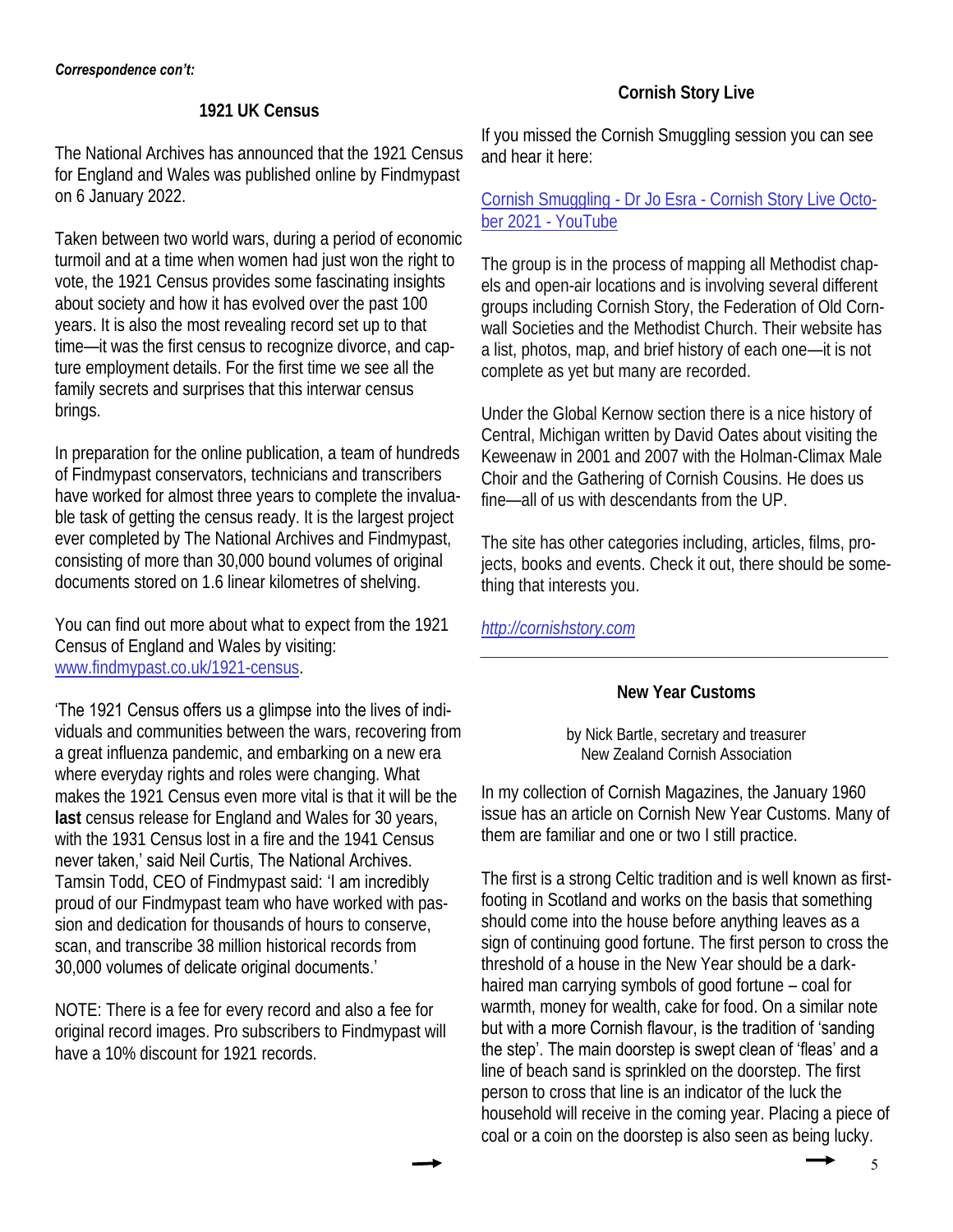*Correspondence con't:*

## 1921 UK Census

The National Archives has announced that the 1921 Census for England and Wales was published online by Findmypast on 6 January 2022.

Taken between two world wars, during a period of economic turmoil and at a time when women had just won the right to vote, the 1921 Census provides some fascinating insights about society and how it has evolved over the past 100 years. It is also the most revealing record set up to that time—it was the first census to recognize divorce, and capture employment details. For the first time we see all the family secrets and surprises that this interwar census brings.

In preparation for the online publication, a team of hundreds of Findmypast conservators, technicians and transcribers have worked for almost three years to complete the invaluable task of getting the census ready. It is the largest project ever completed by The National Archives and Findmypast, consisting of more than 30,000 bound volumes of original documents stored on 1.6 linear kilometres of shelving.

You can find out more about what to expect from the 1921 Census of England and Wales by visiting: [www.findmypast.co.uk/1921-census](www.findmypast.co.uk/1921-census).

'The 1921 Census offers us a glimpse into the lives of individuals and communities between the wars, recovering from a great influenza pandemic, and embarking on a new era where everyday rights and roles were changing. What makes the 1921 Census even more vital is that it will be the **last** census release for England and Wales for 30 years, with the 1931 Census lost in a fire and the 1941 Census never taken,' said Neil Curtis, The National Archives. Tamsin Todd, CEO of Findmypast said: 'I am incredibly proud of our Findmypast team who have worked with passion and dedication for thousands of hours to conserve, scan, and transcribe 38 million historical records from 30,000 volumes of delicate original documents.'

NOTE: There is a fee for every record and also a fee for original record images. Pro subscribers to Findmypast will have a 10% discount for 1921 records.

## Cornish Story Live

If you missed the Cornish Smuggling session you can see and hear it here:

Cornish Smuggling - Dr Jo Esra - Cornish Story Live October 2021 - YouTube

The group is in the process of mapping all Methodist chapels and open-air locations and is involving several different groups including Cornish Story, the Federation of Old Cornwall Societies and the Methodist Church. Their website has a list, photos, map, and brief history of each one—it is not complete as yet but many are recorded.

Under the Global Kernow section there is a nice history of Central, Michigan written by David Oates about visiting the Keweenaw in 2001 and 2007 with the Holman-Climax Male Choir and the Gathering of Cornish Cousins. He does us fine—all of us with descendants from the UP.

The site has other categories including, articles, films, projects, books and events. Check it out, there should be something that interests you.

*[http://cornishstory.com](http://cornishstory.com)*

---

## New Year Customs

by Nick Bartle, secretary and treasurer
New Zealand Cornish Association

In my collection of Cornish Magazines, the January 1960 issue has an article on Cornish New Year Customs. Many of them are familiar and one or two I still practice.

The first is a strong Celtic tradition and is well known as first-footing in Scotland and works on the basis that something should come into the house before anything leaves as a sign of continuing good fortune. The first person to cross the threshold of a house in the New Year should be a dark-haired man carrying symbols of good fortune – coal for warmth, money for wealth, cake for food. On a similar note but with a more Cornish flavour, is the tradition of 'sanding the step'. The main doorstep is swept clean of 'fleas' and a line of beach sand is sprinkled on the doorstep. The first person to cross that line is an indicator of the luck the household will receive in the coming year. Placing a piece of coal or a coin on the doorstep is also seen as being lucky.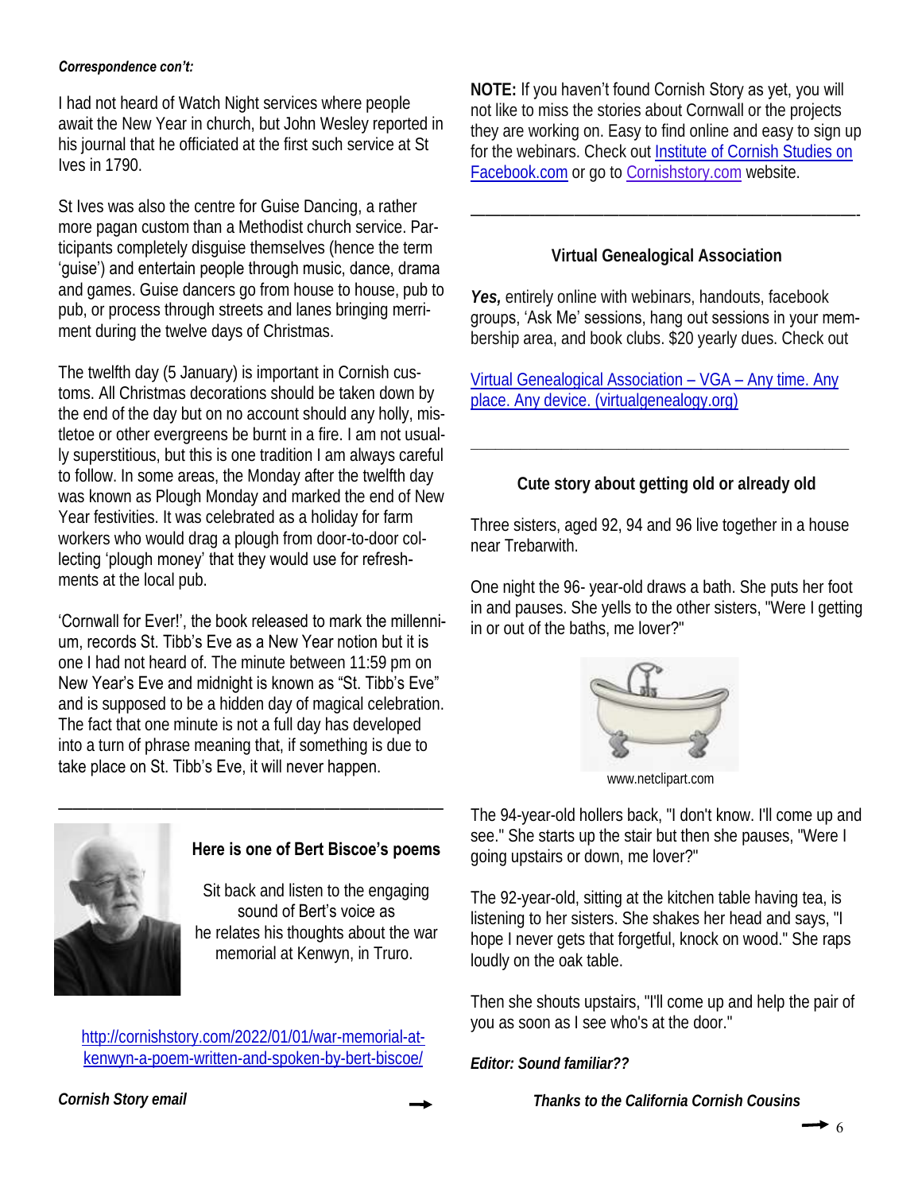***Correspondence con't:***

I had not heard of Watch Night services where people await the New Year in church, but John Wesley reported in his journal that he officiated at the first such service at St Ives in 1790.

St Ives was also the centre for Guise Dancing, a rather more pagan custom than a Methodist church service. Participants completely disguise themselves (hence the term 'guise') and entertain people through music, dance, drama and games. Guise dancers go from house to house, pub to pub, or process through streets and lanes bringing merriment during the twelve days of Christmas.

The twelfth day (5 January) is important in Cornish customs. All Christmas decorations should be taken down by the end of the day but on no account should any holly, mistletoe or other evergreens be burnt in a fire. I am not usually superstitious, but this is one tradition I am always careful to follow. In some areas, the Monday after the twelfth day was known as Plough Monday and marked the end of New Year festivities. It was celebrated as a holiday for farm workers who would drag a plough from door-to-door collecting 'plough money' that they would use for refreshments at the local pub.

'Cornwall for Ever!', the book released to mark the millennium, records St. Tibb's Eve as a New Year notion but it is one I had not heard of. The minute between 11:59 pm on New Year's Eve and midnight is known as "St. Tibb's Eve" and is supposed to be a hidden day of magical celebration. The fact that one minute is not a full day has developed into a turn of phrase meaning that, if something is due to take place on St. Tibb's Eve, it will never happen.

---

**Here is one of Bert Biscoe's poems**

Sit back and listen to the engaging sound of Bert's voice as he relates his thoughts about the war memorial at Kenwyn, in Truro.

[http://cornishstory.com/2022/01/01/war-memorial-at-kenwyn-a-poem-written-and-spoken-by-bert-biscoe/](http://cornishstory.com/2022/01/01/war-memorial-at-kenwyn-a-poem-written-and-spoken-by-bert-biscoe/)

***Cornish Story email***

**NOTE:** If you haven't found Cornish Story as yet, you will not like to miss the stories about Cornwall or the projects they are working on. Easy to find online and easy to sign up for the webinars. Check out Institute of Cornish Studies on Facebook.com or go to Cornishstory.com website.

---

**Virtual Genealogical Association**

***Yes,*** entirely online with webinars, handouts, facebook groups, 'Ask Me' sessions, hang out sessions in your membership area, and book clubs. $20 yearly dues. Check out

Virtual Genealogical Association – VGA – Any time. Any place. Any device. (virtualgenealogy.org)

---

**Cute story about getting old or already old**

Three sisters, aged 92, 94 and 96 live together in a house near Trebarwith.

One night the 96- year-old draws a bath. She puts her foot in and pauses. She yells to the other sisters, "Were I getting in or out of the baths, me lover?"

www.netclipart.com

The 94-year-old hollers back, "I don't know. I'll come up and see." She starts up the stair but then she pauses, "Were I going upstairs or down, me lover?"

The 92-year-old, sitting at the kitchen table having tea, is listening to her sisters. She shakes her head and says, "I hope I never gets that forgetful, knock on wood." She raps loudly on the oak table.

Then she shouts upstairs, "I'll come up and help the pair of you as soon as I see who's at the door."

***Editor: Sound familiar??***

***Thanks to the California Cornish Cousins***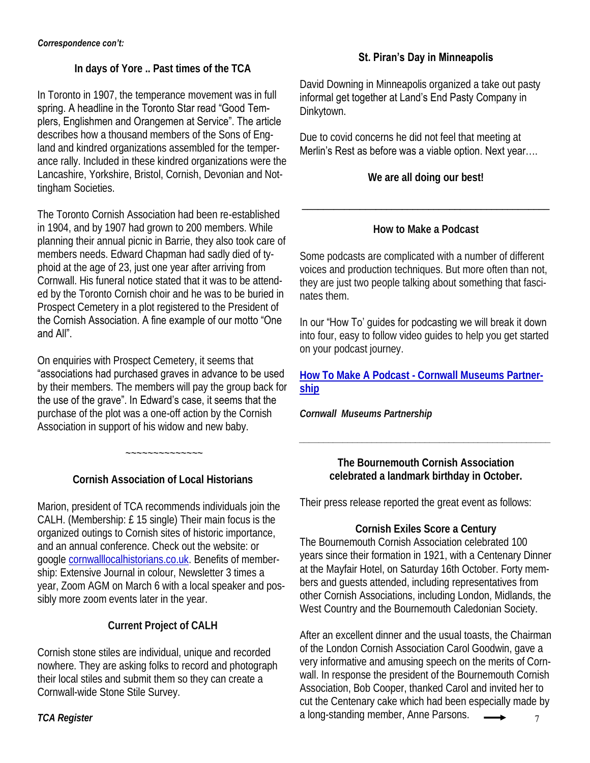*Correspondence con't:*

### In days of Yore .. Past times of the TCA

In Toronto in 1907, the temperance movement was in full spring. A headline in the Toronto Star read "Good Templers, Englishmen and Orangemen at Service". The article describes how a thousand members of the Sons of England and kindred organizations assembled for the temperance rally. Included in these kindred organizations were the Lancashire, Yorkshire, Bristol, Cornish, Devonian and Nottingham Societies.

The Toronto Cornish Association had been re-established in 1904, and by 1907 had grown to 200 members. While planning their annual picnic in Barrie, they also took care of members needs. Edward Chapman had sadly died of typhoid at the age of 23, just one year after arriving from Cornwall. His funeral notice stated that it was to be attended by the Toronto Cornish choir and he was to be buried in Prospect Cemetery in a plot registered to the President of the Cornish Association. A fine example of our motto "One and All".

On enquiries with Prospect Cemetery, it seems that "associations had purchased graves in advance to be used by their members. The members will pay the group back for the use of the grave". In Edward's case, it seems that the purchase of the plot was a one-off action by the Cornish Association in support of his widow and new baby.

~~~~~~~~~~~~~~

### Cornish Association of Local Historians

Marion, president of TCA recommends individuals join the CALH. (Membership: £ 15 single) Their main focus is the organized outings to Cornish sites of historic importance, and an annual conference. Check out the website: or google [cornwalllocalhistorians.co.uk](cornwalllocalhistorians.co.uk). Benefits of membership: Extensive Journal in colour, Newsletter 3 times a year, Zoom AGM on March 6 with a local speaker and possibly more zoom events later in the year.

### Current Project of CALH

Cornish stone stiles are individual, unique and recorded nowhere. They are asking folks to record and photograph their local stiles and submit them so they can create a Cornwall-wide Stone Stile Survey.

*TCA Register*

### St. Piran's Day in Minneapolis

David Downing in Minneapolis organized a take out pasty informal get together at Land's End Pasty Company in Dinkytown.

Due to covid concerns he did not feel that meeting at Merlin's Rest as before was a viable option. Next year….

**We are all doing our best!**

---

### How to Make a Podcast

Some podcasts are complicated with a number of different voices and production techniques. But more often than not, they are just two people talking about something that fascinates them.

In our "How To' guides for podcasting we will break it down into four, easy to follow video guides to help you get started on your podcast journey.

**[How To Make A Podcast - Cornwall Museums Partnership](How To Make A Podcast - Cornwall Museums Partnership)**

*Cornwall Museums Partnership*

---

### The Bournemouth Cornish Association celebrated a landmark birthday in October.

Their press release reported the great event as follows:

**Cornish Exiles Score a Century**

The Bournemouth Cornish Association celebrated 100 years since their formation in 1921, with a Centenary Dinner at the Mayfair Hotel, on Saturday 16th October. Forty members and guests attended, including representatives from other Cornish Associations, including London, Midlands, the West Country and the Bournemouth Caledonian Society.

After an excellent dinner and the usual toasts, the Chairman of the London Cornish Association Carol Goodwin, gave a very informative and amusing speech on the merits of Cornwall. In response the president of the Bournemouth Cornish Association, Bob Cooper, thanked Carol and invited her to cut the Centenary cake which had been especially made by a long-standing member, Anne Parsons. ⟶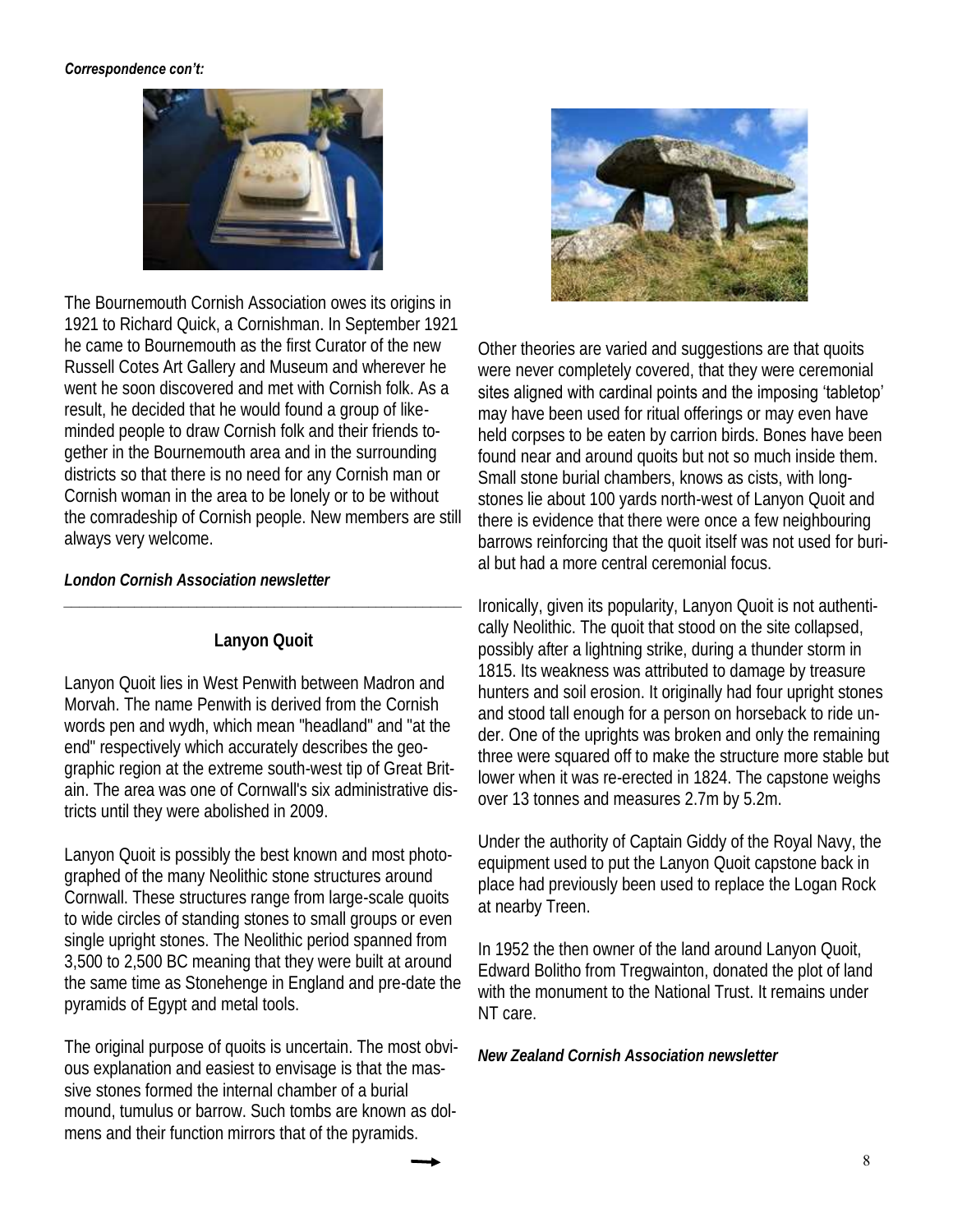*Correspondence con't:*

The Bournemouth Cornish Association owes its origins in 1921 to Richard Quick, a Cornishman. In September 1921 he came to Bournemouth as the first Curator of the new Russell Cotes Art Gallery and Museum and wherever he went he soon discovered and met with Cornish folk. As a result, he decided that he would found a group of like-minded people to draw Cornish folk and their friends together in the Bournemouth area and in the surrounding districts so that there is no need for any Cornish man or Cornish woman in the area to be lonely or to be without the comradeship of Cornish people. New members are still always very welcome.

***London Cornish Association newsletter***

---

## Lanyon Quoit

Lanyon Quoit lies in West Penwith between Madron and Morvah. The name Penwith is derived from the Cornish words pen and wydh, which mean "headland" and "at the end" respectively which accurately describes the geographic region at the extreme south-west tip of Great Britain. The area was one of Cornwall's six administrative districts until they were abolished in 2009.

Lanyon Quoit is possibly the best known and most photographed of the many Neolithic stone structures around Cornwall. These structures range from large-scale quoits to wide circles of standing stones to small groups or even single upright stones. The Neolithic period spanned from 3,500 to 2,500 BC meaning that they were built at around the same time as Stonehenge in England and pre-date the pyramids of Egypt and metal tools.

The original purpose of quoits is uncertain. The most obvious explanation and easiest to envisage is that the massive stones formed the internal chamber of a burial mound, tumulus or barrow. Such tombs are known as dolmens and their function mirrors that of the pyramids.

Other theories are varied and suggestions are that quoits were never completely covered, that they were ceremonial sites aligned with cardinal points and the imposing 'tabletop' may have been used for ritual offerings or may even have held corpses to be eaten by carrion birds. Bones have been found near and around quoits but not so much inside them. Small stone burial chambers, knows as cists, with longstones lie about 100 yards north-west of Lanyon Quoit and there is evidence that there were once a few neighbouring barrows reinforcing that the quoit itself was not used for burial but had a more central ceremonial focus.

Ironically, given its popularity, Lanyon Quoit is not authentically Neolithic. The quoit that stood on the site collapsed, possibly after a lightning strike, during a thunder storm in 1815. Its weakness was attributed to damage by treasure hunters and soil erosion. It originally had four upright stones and stood tall enough for a person on horseback to ride under. One of the uprights was broken and only the remaining three were squared off to make the structure more stable but lower when it was re-erected in 1824. The capstone weighs over 13 tonnes and measures 2.7m by 5.2m.

Under the authority of Captain Giddy of the Royal Navy, the equipment used to put the Lanyon Quoit capstone back in place had previously been used to replace the Logan Rock at nearby Treen.

In 1952 the then owner of the land around Lanyon Quoit, Edward Bolitho from Tregwainton, donated the plot of land with the monument to the National Trust. It remains under NT care.

***New Zealand Cornish Association newsletter***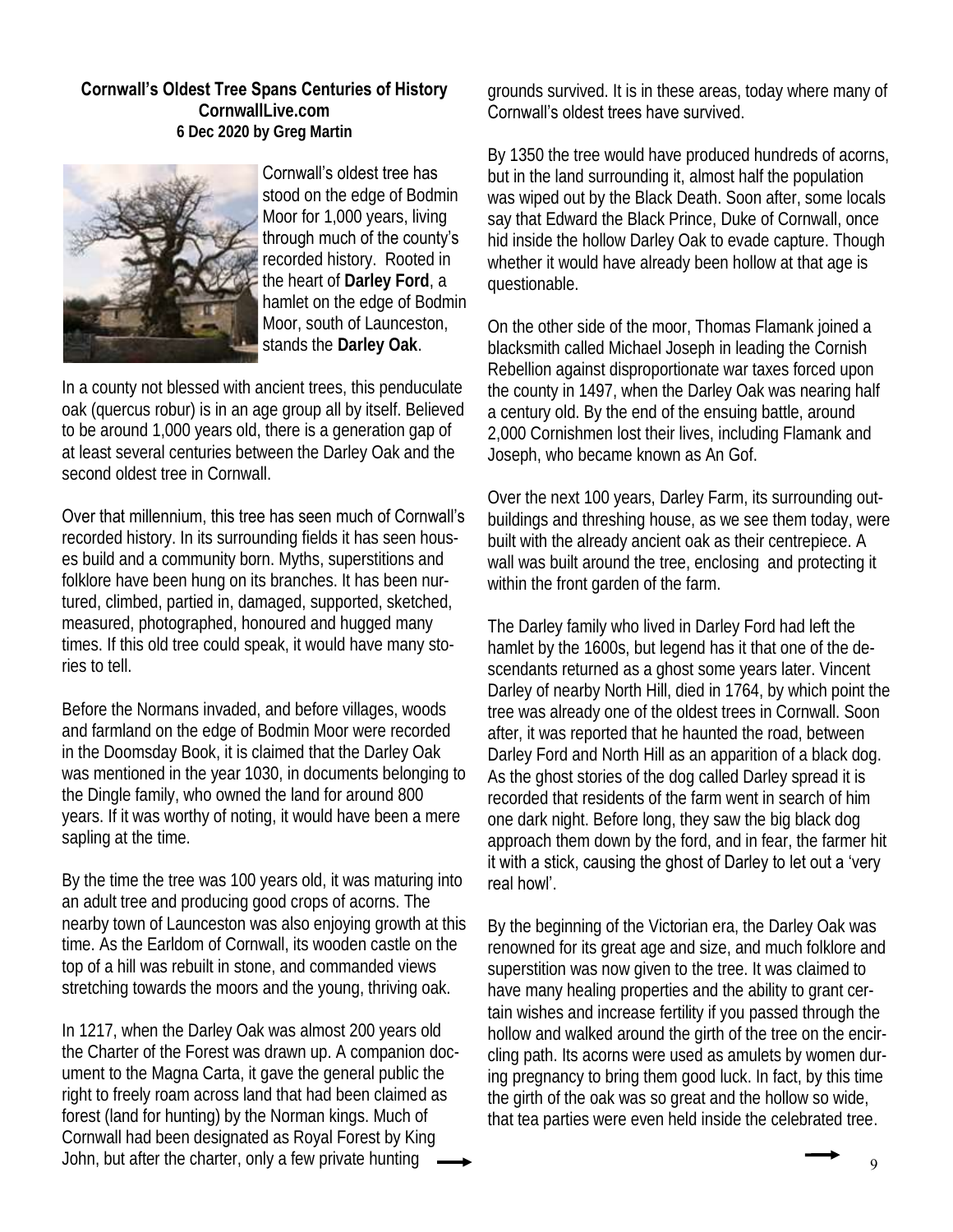**Cornwall's Oldest Tree Spans Centuries of History**
**CornwallLive.com**
**6 Dec 2020 by Greg Martin**

Cornwall's oldest tree has stood on the edge of Bodmin Moor for 1,000 years, living through much of the county's recorded history. Rooted in the heart of **Darley Ford**, a hamlet on the edge of Bodmin Moor, south of Launceston, stands the **Darley Oak**.

In a county not blessed with ancient trees, this penduculate oak (quercus robur) is in an age group all by itself. Believed to be around 1,000 years old, there is a generation gap of at least several centuries between the Darley Oak and the second oldest tree in Cornwall.

Over that millennium, this tree has seen much of Cornwall's recorded history. In its surrounding fields it has seen houses build and a community born. Myths, superstitions and folklore have been hung on its branches. It has been nurtured, climbed, partied in, damaged, supported, sketched, measured, photographed, honoured and hugged many times. If this old tree could speak, it would have many stories to tell.

Before the Normans invaded, and before villages, woods and farmland on the edge of Bodmin Moor were recorded in the Doomsday Book, it is claimed that the Darley Oak was mentioned in the year 1030, in documents belonging to the Dingle family, who owned the land for around 800 years. If it was worthy of noting, it would have been a mere sapling at the time.

By the time the tree was 100 years old, it was maturing into an adult tree and producing good crops of acorns. The nearby town of Launceston was also enjoying growth at this time. As the Earldom of Cornwall, its wooden castle on the top of a hill was rebuilt in stone, and commanded views stretching towards the moors and the young, thriving oak.

In 1217, when the Darley Oak was almost 200 years old the Charter of the Forest was drawn up. A companion document to the Magna Carta, it gave the general public the right to freely roam across land that had been claimed as forest (land for hunting) by the Norman kings. Much of Cornwall had been designated as Royal Forest by King John, but after the charter, only a few private hunting grounds survived. It is in these areas, today where many of Cornwall's oldest trees have survived.

By 1350 the tree would have produced hundreds of acorns, but in the land surrounding it, almost half the population was wiped out by the Black Death. Soon after, some locals say that Edward the Black Prince, Duke of Cornwall, once hid inside the hollow Darley Oak to evade capture. Though whether it would have already been hollow at that age is questionable.

On the other side of the moor, Thomas Flamank joined a blacksmith called Michael Joseph in leading the Cornish Rebellion against disproportionate war taxes forced upon the county in 1497, when the Darley Oak was nearing half a century old. By the end of the ensuing battle, around 2,000 Cornishmen lost their lives, including Flamank and Joseph, who became known as An Gof.

Over the next 100 years, Darley Farm, its surrounding outbuildings and threshing house, as we see them today, were built with the already ancient oak as their centrepiece. A wall was built around the tree, enclosing and protecting it within the front garden of the farm.

The Darley family who lived in Darley Ford had left the hamlet by the 1600s, but legend has it that one of the descendants returned as a ghost some years later. Vincent Darley of nearby North Hill, died in 1764, by which point the tree was already one of the oldest trees in Cornwall. Soon after, it was reported that he haunted the road, between Darley Ford and North Hill as an apparition of a black dog. As the ghost stories of the dog called Darley spread it is recorded that residents of the farm went in search of him one dark night. Before long, they saw the big black dog approach them down by the ford, and in fear, the farmer hit it with a stick, causing the ghost of Darley to let out a 'very real howl'.

By the beginning of the Victorian era, the Darley Oak was renowned for its great age and size, and much folklore and superstition was now given to the tree. It was claimed to have many healing properties and the ability to grant certain wishes and increase fertility if you passed through the hollow and walked around the girth of the tree on the encircling path. Its acorns were used as amulets by women during pregnancy to bring them good luck. In fact, by this time the girth of the oak was so great and the hollow so wide, that tea parties were even held inside the celebrated tree.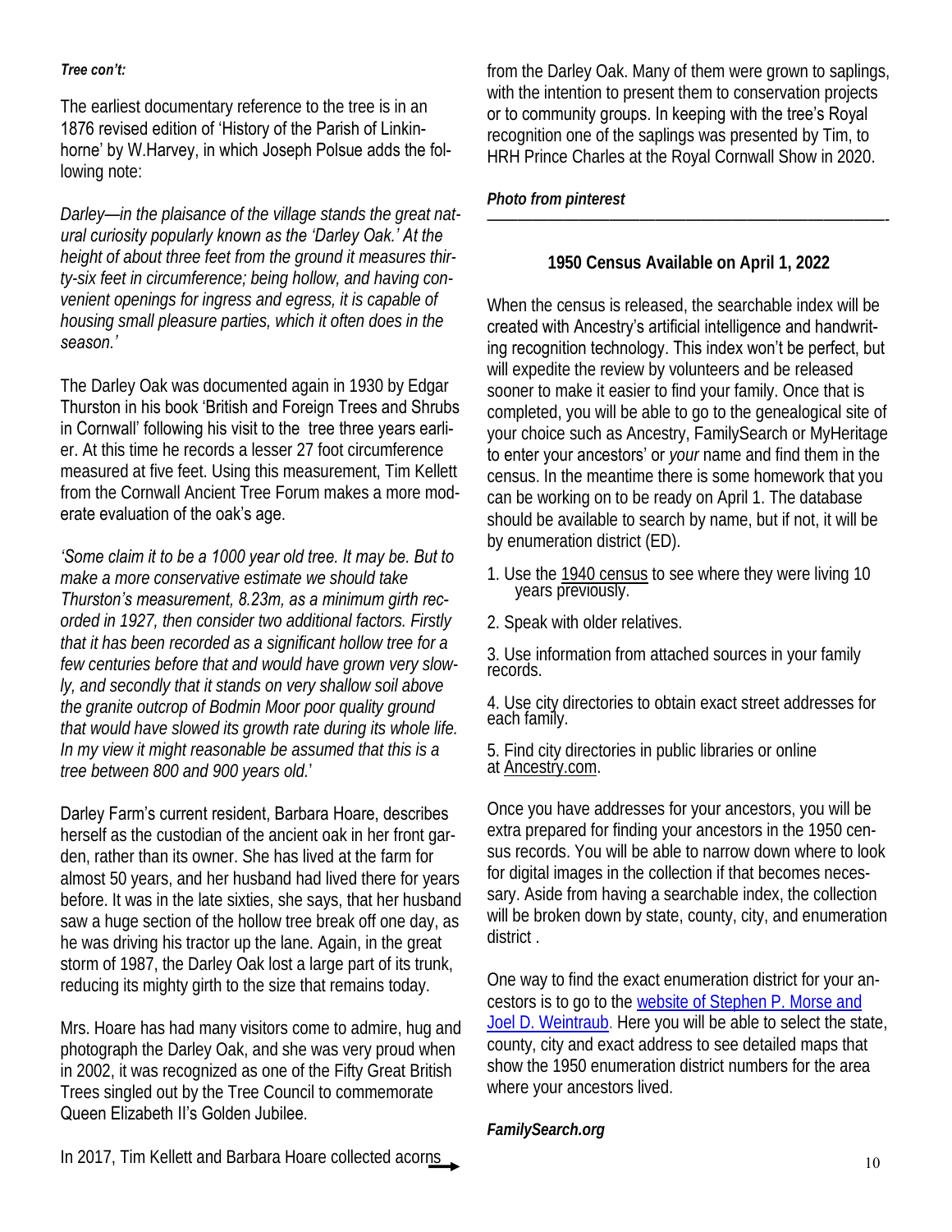***Tree con't:***

The earliest documentary reference to the tree is in an 1876 revised edition of 'History of the Parish of Linkinhorne' by W.Harvey, in which Joseph Polsue adds the following note:

*Darley—in the plaisance of the village stands the great natural curiosity popularly known as the 'Darley Oak.' At the height of about three feet from the ground it measures thirty-six feet in circumference; being hollow, and having convenient openings for ingress and egress, it is capable of housing small pleasure parties, which it often does in the season.'*

The Darley Oak was documented again in 1930 by Edgar Thurston in his book 'British and Foreign Trees and Shrubs in Cornwall' following his visit to the tree three years earlier. At this time he records a lesser 27 foot circumference measured at five feet. Using this measurement, Tim Kellett from the Cornwall Ancient Tree Forum makes a more moderate evaluation of the oak's age.

*'Some claim it to be a 1000 year old tree. It may be. But to make a more conservative estimate we should take Thurston's measurement, 8.23m, as a minimum girth recorded in 1927, then consider two additional factors. Firstly that it has been recorded as a significant hollow tree for a few centuries before that and would have grown very slowly, and secondly that it stands on very shallow soil above the granite outcrop of Bodmin Moor poor quality ground that would have slowed its growth rate during its whole life. In my view it might reasonable be assumed that this is a tree between 800 and 900 years old.'*

Darley Farm's current resident, Barbara Hoare, describes herself as the custodian of the ancient oak in her front garden, rather than its owner. She has lived at the farm for almost 50 years, and her husband had lived there for years before. It was in the late sixties, she says, that her husband saw a huge section of the hollow tree break off one day, as he was driving his tractor up the lane. Again, in the great storm of 1987, the Darley Oak lost a large part of its trunk, reducing its mighty girth to the size that remains today.

Mrs. Hoare has had many visitors come to admire, hug and photograph the Darley Oak, and she was very proud when in 2002, it was recognized as one of the Fifty Great British Trees singled out by the Tree Council to commemorate Queen Elizabeth II's Golden Jubilee.

In 2017, Tim Kellett and Barbara Hoare collected acorns from the Darley Oak. Many of them were grown to saplings, with the intention to present them to conservation projects or to community groups. In keeping with the tree's Royal recognition one of the saplings was presented by Tim, to HRH Prince Charles at the Royal Cornwall Show in 2020.

***Photo from pinterest***

---

## 1950 Census Available on April 1, 2022

When the census is released, the searchable index will be created with Ancestry's artificial intelligence and handwriting recognition technology. This index won't be perfect, but will expedite the review by volunteers and be released sooner to make it easier to find your family. Once that is completed, you will be able to go to the genealogical site of your choice such as Ancestry, FamilySearch or MyHeritage to enter your ancestors' or *your* name and find them in the census. In the meantime there is some homework that you can be working on to be ready on April 1. The database should be available to search by name, but if not, it will be by enumeration district (ED).

1. Use the 1940 census to see where they were living 10 years previously.
2. Speak with older relatives.
3. Use information from attached sources in your family records.
4. Use city directories to obtain exact street addresses for each family.
5. Find city directories in public libraries or online at Ancestry.com.

Once you have addresses for your ancestors, you will be extra prepared for finding your ancestors in the 1950 census records. You will be able to narrow down where to look for digital images in the collection if that becomes necessary. Aside from having a searchable index, the collection will be broken down by state, county, city, and enumeration district .

One way to find the exact enumeration district for your ancestors is to go to the website of Stephen P. Morse and Joel D. Weintraub. Here you will be able to select the state, county, city and exact address to see detailed maps that show the 1950 enumeration district numbers for the area where your ancestors lived.

***FamilySearch.org***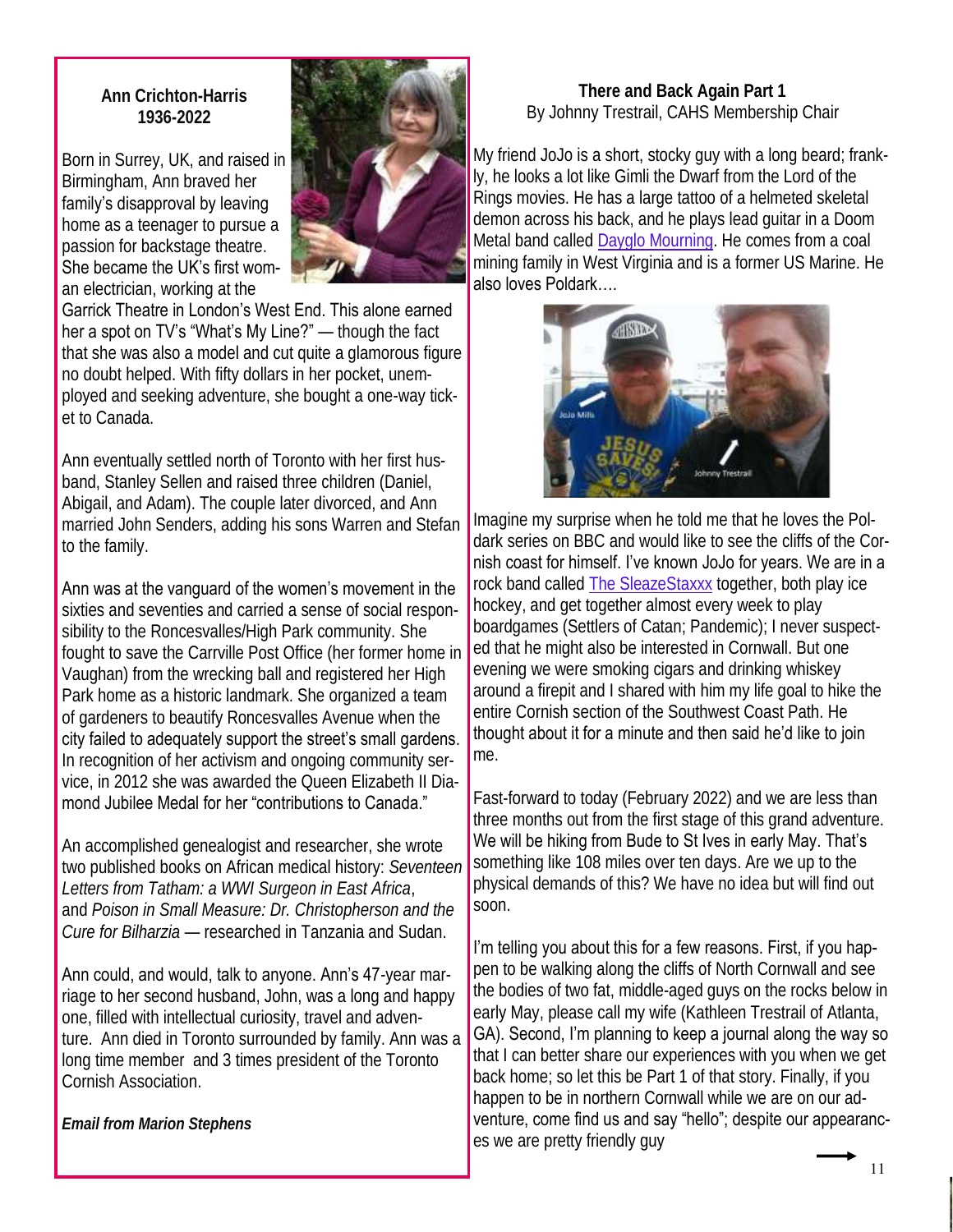### Ann Crichton-Harris
### 1936-2022

Born in Surrey, UK, and raised in Birmingham, Ann braved her family's disapproval by leaving home as a teenager to pursue a passion for backstage theatre. She became the UK's first woman electrician, working at the Garrick Theatre in London's West End. This alone earned her a spot on TV's "What's My Line?" — though the fact that she was also a model and cut quite a glamorous figure no doubt helped. With fifty dollars in her pocket, unemployed and seeking adventure, she bought a one-way ticket to Canada.

Ann eventually settled north of Toronto with her first husband, Stanley Sellen and raised three children (Daniel, Abigail, and Adam). The couple later divorced, and Ann married John Senders, adding his sons Warren and Stefan to the family.

Ann was at the vanguard of the women's movement in the sixties and seventies and carried a sense of social responsibility to the Roncesvalles/High Park community. She fought to save the Carrville Post Office (her former home in Vaughan) from the wrecking ball and registered her High Park home as a historic landmark. She organized a team of gardeners to beautify Roncesvalles Avenue when the city failed to adequately support the street's small gardens. In recognition of her activism and ongoing community service, in 2012 she was awarded the Queen Elizabeth II Diamond Jubilee Medal for her "contributions to Canada."

An accomplished genealogist and researcher, she wrote two published books on African medical history: *Seventeen Letters from Tatham: a WWI Surgeon in East Africa*, and *Poison in Small Measure: Dr. Christopherson and the Cure for Bilharzia* — researched in Tanzania and Sudan.

Ann could, and would, talk to anyone. Ann's 47-year marriage to her second husband, John, was a long and happy one, filled with intellectual curiosity, travel and adventure. Ann died in Toronto surrounded by family. Ann was a long time member and 3 times president of the Toronto Cornish Association.

***Email from Marion Stephens***

### There and Back Again Part 1
By Johnny Trestrail, CAHS Membership Chair

My friend JoJo is a short, stocky guy with a long beard; frankly, he looks a lot like Gimli the Dwarf from the Lord of the Rings movies. He has a large tattoo of a helmeted skeletal demon across his back, and he plays lead guitar in a Doom Metal band called [Dayglo Mourning](). He comes from a coal mining family in West Virginia and is a former US Marine. He also loves Poldark….

Imagine my surprise when he told me that he loves the Poldark series on BBC and would like to see the cliffs of the Cornish coast for himself. I've known JoJo for years. We are in a rock band called [The SleazeStaxxx]() together, both play ice hockey, and get together almost every week to play boardgames (Settlers of Catan; Pandemic); I never suspected that he might also be interested in Cornwall. But one evening we were smoking cigars and drinking whiskey around a firepit and I shared with him my life goal to hike the entire Cornish section of the Southwest Coast Path. He thought about it for a minute and then said he'd like to join me.

Fast-forward to today (February 2022) and we are less than three months out from the first stage of this grand adventure. We will be hiking from Bude to St Ives in early May. That's something like 108 miles over ten days. Are we up to the physical demands of this? We have no idea but will find out soon.

I'm telling you about this for a few reasons. First, if you happen to be walking along the cliffs of North Cornwall and see the bodies of two fat, middle-aged guys on the rocks below in early May, please call my wife (Kathleen Trestrail of Atlanta, GA). Second, I'm planning to keep a journal along the way so that I can better share our experiences with you when we get back home; so let this be Part 1 of that story. Finally, if you happen to be in northern Cornwall while we are on our adventure, come find us and say "hello"; despite our appearances we are pretty friendly guy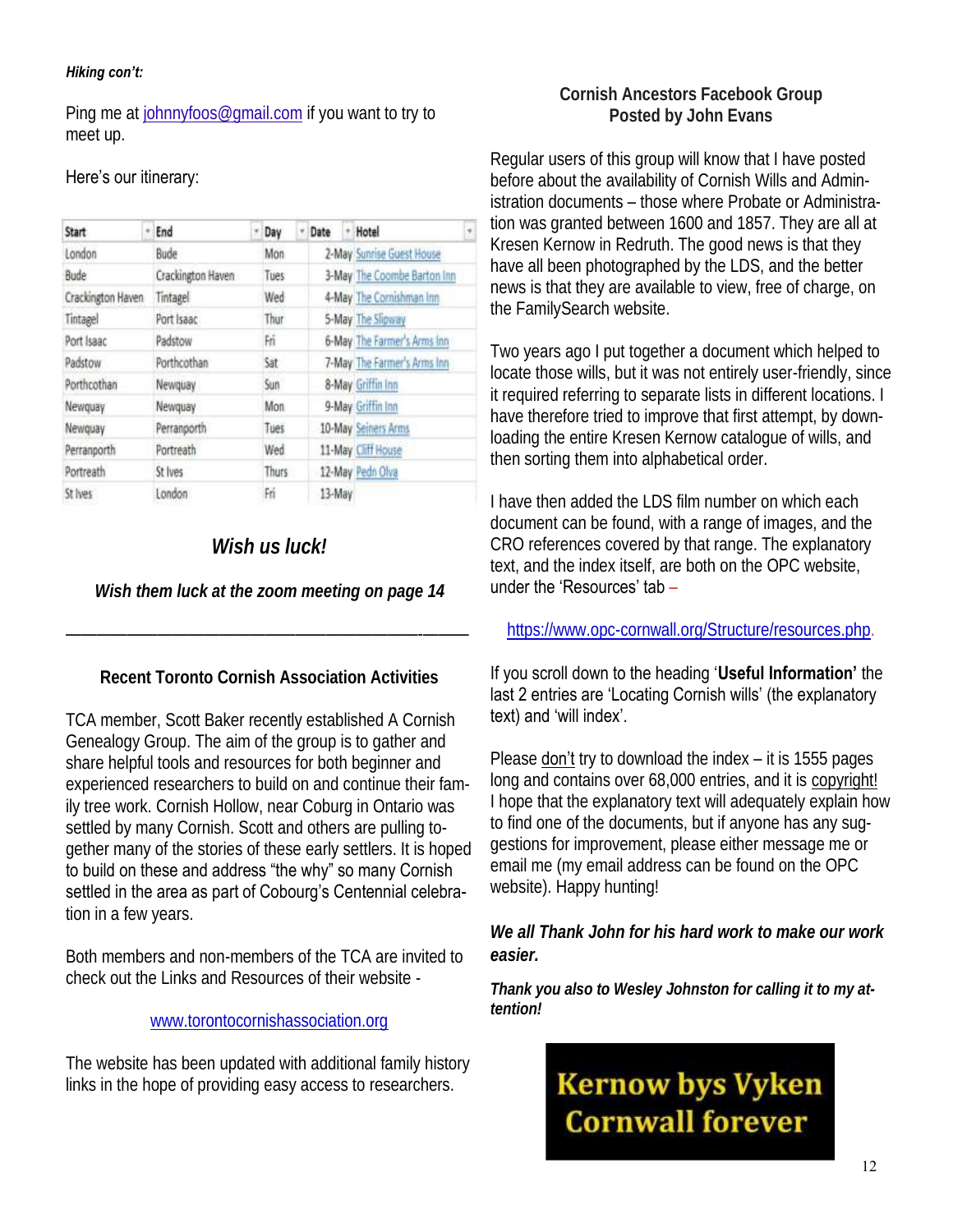***Hiking con't:***

Ping me at johnnyfoos@gmail.com if you want to try to meet up.

Here's our itinerary:

| Start | End | Day | Date | Hotel |
|---|---|---|---|---|
| London | Bude | Mon | 2-May | Sunrise Guest House |
| Bude | Crackington Haven | Tues | 3-May | The Coombe Barton Inn |
| Crackington Haven | Tintagel | Wed | 4-May | The Cornishman Inn |
| Tintagel | Port Isaac | Thur | 5-May | The Slipway |
| Port Isaac | Padstow | Fri | 6-May | The Farmer's Arms Inn |
| Padstow | Porthcothan | Sat | 7-May | The Farmer's Arms Inn |
| Porthcothan | Newquay | Sun | 8-May | Griffin Inn |
| Newquay | Newquay | Mon | 9-May | Griffin Inn |
| Newquay | Perranporth | Tues | 10-May | Seiners Arms |
| Perranporth | Portreath | Wed | 11-May | Cliff House |
| Portreath | St Ives | Thurs | 12-May | Pedn Olva |
| St Ives | London | Fri | 13-May | |

***Wish us luck!***

***Wish them luck at the zoom meeting on page 14***

---

**Recent Toronto Cornish Association Activities**

TCA member, Scott Baker recently established A Cornish Genealogy Group. The aim of the group is to gather and share helpful tools and resources for both beginner and experienced researchers to build on and continue their family tree work. Cornish Hollow, near Coburg in Ontario was settled by many Cornish. Scott and others are pulling together many of the stories of these early settlers. It is hoped to build on these and address "the why" so many Cornish settled in the area as part of Cobourg's Centennial celebration in a few years.

Both members and non-members of the TCA are invited to check out the Links and Resources of their website -

www.torontocornishassociation.org

The website has been updated with additional family history links in the hope of providing easy access to researchers.

**Cornish Ancestors Facebook Group**
**Posted by John Evans**

Regular users of this group will know that I have posted before about the availability of Cornish Wills and Administration documents – those where Probate or Administration was granted between 1600 and 1857. They are all at Kresen Kernow in Redruth. The good news is that they have all been photographed by the LDS, and the better news is that they are available to view, free of charge, on the FamilySearch website.

Two years ago I put together a document which helped to locate those wills, but it was not entirely user-friendly, since it required referring to separate lists in different locations. I have therefore tried to improve that first attempt, by downloading the entire Kresen Kernow catalogue of wills, and then sorting them into alphabetical order.

I have then added the LDS film number on which each document can be found, with a range of images, and the CRO references covered by that range. The explanatory text, and the index itself, are both on the OPC website, under the 'Resources' tab –

https://www.opc-cornwall.org/Structure/resources.php.

If you scroll down to the heading '**Useful Information'** the last 2 entries are 'Locating Cornish wills' (the explanatory text) and 'will index'.

Please don't try to download the index – it is 1555 pages long and contains over 68,000 entries, and it is copyright! I hope that the explanatory text will adequately explain how to find one of the documents, but if anyone has any suggestions for improvement, please either message me or email me (my email address can be found on the OPC website). Happy hunting!

***We all Thank John for his hard work to make our work easier.***

***Thank you also to Wesley Johnston for calling it to my attention!***

**Kernow bys Vyken**
**Cornwall forever**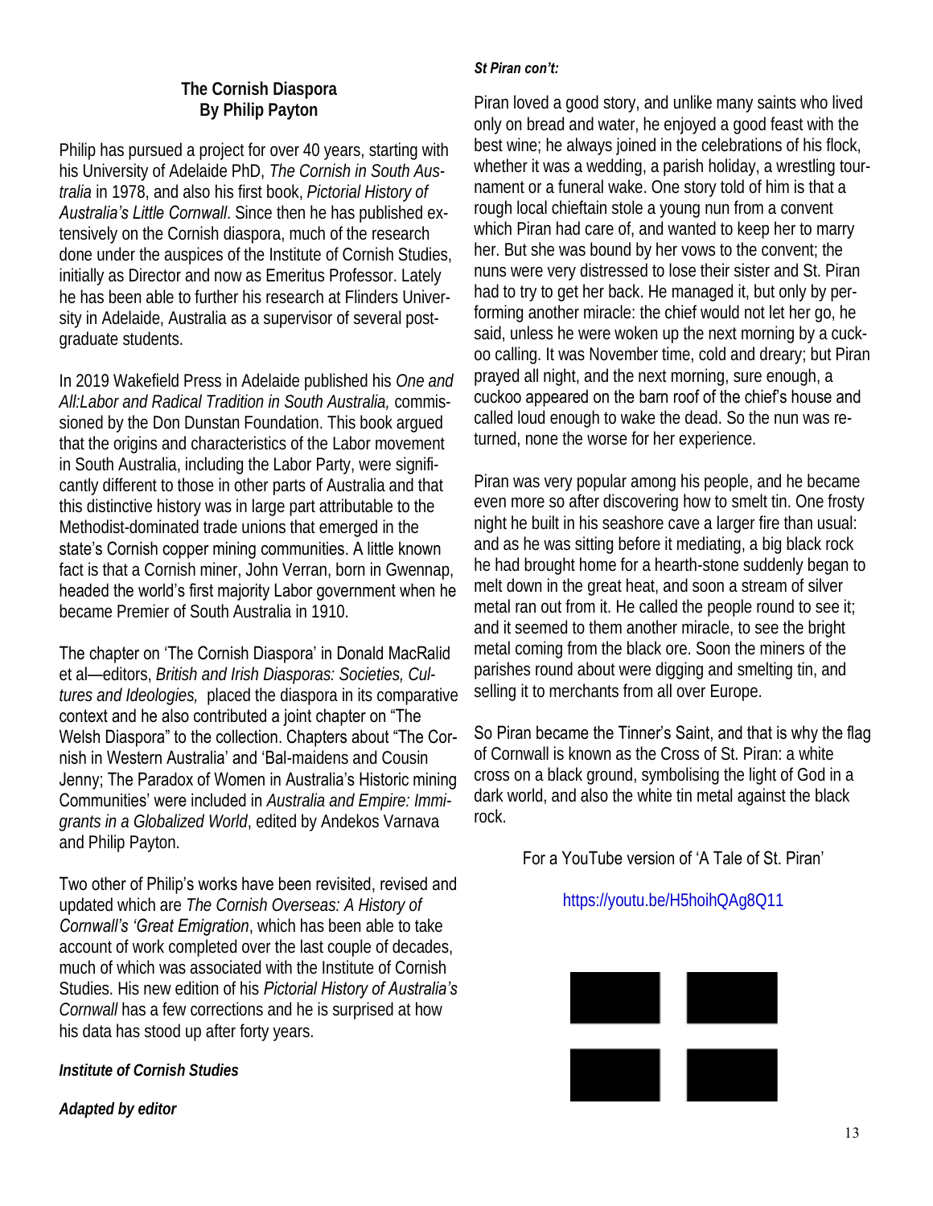## The Cornish Diaspora
### By Philip Payton

Philip has pursued a project for over 40 years, starting with his University of Adelaide PhD, *The Cornish in South Australia* in 1978, and also his first book, *Pictorial History of Australia's Little Cornwall*. Since then he has published extensively on the Cornish diaspora, much of the research done under the auspices of the Institute of Cornish Studies, initially as Director and now as Emeritus Professor. Lately he has been able to further his research at Flinders University in Adelaide, Australia as a supervisor of several post-graduate students.

In 2019 Wakefield Press in Adelaide published his *One and All:Labor and Radical Tradition in South Australia,* commissioned by the Don Dunstan Foundation. This book argued that the origins and characteristics of the Labor movement in South Australia, including the Labor Party, were significantly different to those in other parts of Australia and that this distinctive history was in large part attributable to the Methodist-dominated trade unions that emerged in the state's Cornish copper mining communities. A little known fact is that a Cornish miner, John Verran, born in Gwennap, headed the world's first majority Labor government when he became Premier of South Australia in 1910.

The chapter on 'The Cornish Diaspora' in Donald MacRalid et al—editors, *British and Irish Diasporas: Societies, Cultures and Ideologies,* placed the diaspora in its comparative context and he also contributed a joint chapter on "The Welsh Diaspora" to the collection. Chapters about "The Cornish in Western Australia' and 'Bal-maidens and Cousin Jenny; The Paradox of Women in Australia's Historic mining Communities' were included in *Australia and Empire: Immigrants in a Globalized World*, edited by Andekos Varnava and Philip Payton.

Two other of Philip's works have been revisited, revised and updated which are *The Cornish Overseas: A History of Cornwall's 'Great Emigration*, which has been able to take account of work completed over the last couple of decades, much of which was associated with the Institute of Cornish Studies. His new edition of his *Pictorial History of Australia's Cornwall* has a few corrections and he is surprised at how his data has stood up after forty years.

***Institute of Cornish Studies***

***Adapted by editor***

***St Piran con't:***

Piran loved a good story, and unlike many saints who lived only on bread and water, he enjoyed a good feast with the best wine; he always joined in the celebrations of his flock, whether it was a wedding, a parish holiday, a wrestling tournament or a funeral wake. One story told of him is that a rough local chieftain stole a young nun from a convent which Piran had care of, and wanted to keep her to marry her. But she was bound by her vows to the convent; the nuns were very distressed to lose their sister and St. Piran had to try to get her back. He managed it, but only by performing another miracle: the chief would not let her go, he said, unless he were woken up the next morning by a cuckoo calling. It was November time, cold and dreary; but Piran prayed all night, and the next morning, sure enough, a cuckoo appeared on the barn roof of the chief's house and called loud enough to wake the dead. So the nun was returned, none the worse for her experience.

Piran was very popular among his people, and he became even more so after discovering how to smelt tin. One frosty night he built in his seashore cave a larger fire than usual: and as he was sitting before it mediating, a big black rock he had brought home for a hearth-stone suddenly began to melt down in the great heat, and soon a stream of silver metal ran out from it. He called the people round to see it; and it seemed to them another miracle, to see the bright metal coming from the black ore. Soon the miners of the parishes round about were digging and smelting tin, and selling it to merchants from all over Europe.

So Piran became the Tinner's Saint, and that is why the flag of Cornwall is known as the Cross of St. Piran: a white cross on a black ground, symbolising the light of God in a dark world, and also the white tin metal against the black rock.

For a YouTube version of 'A Tale of St. Piran'

https://youtu.be/H5hoihQAg8Q11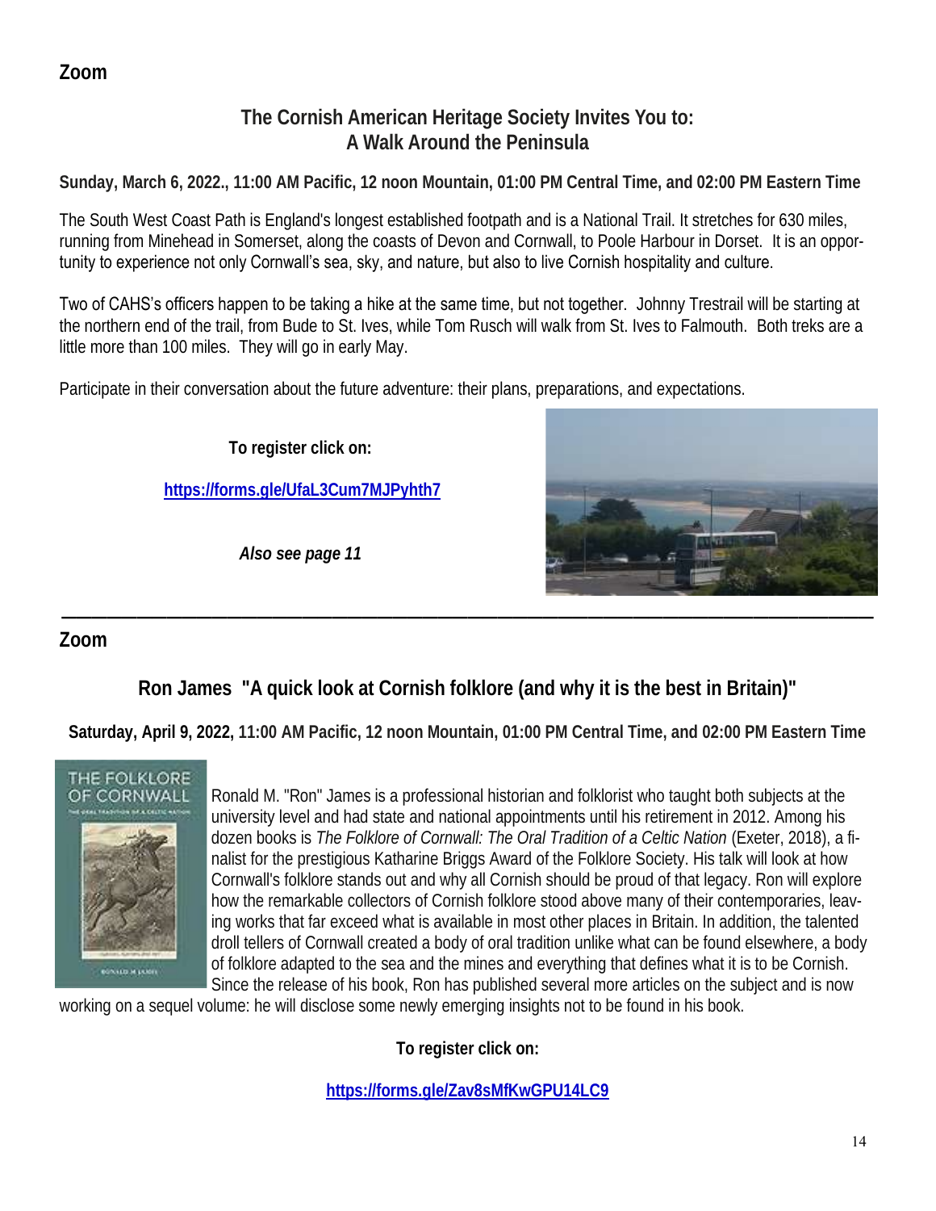**Zoom**

## The Cornish American Heritage Society Invites You to: A Walk Around the Peninsula

**Sunday, March 6, 2022., 11:00 AM Pacific, 12 noon Mountain, 01:00 PM Central Time, and 02:00 PM Eastern Time**

The South West Coast Path is England's longest established footpath and is a National Trail. It stretches for 630 miles, running from Minehead in Somerset, along the coasts of Devon and Cornwall, to Poole Harbour in Dorset. It is an opportunity to experience not only Cornwall's sea, sky, and nature, but also to live Cornish hospitality and culture.

Two of CAHS's officers happen to be taking a hike at the same time, but not together. Johnny Trestrail will be starting at the northern end of the trail, from Bude to St. Ives, while Tom Rusch will walk from St. Ives to Falmouth. Both treks are a little more than 100 miles. They will go in early May.

Participate in their conversation about the future adventure: their plans, preparations, and expectations.

**To register click on:**

**https://forms.gle/UfaL3Cum7MJPyhth7**

***Also see page 11***

---

**Zoom**

## Ron James "A quick look at Cornish folklore (and why it is the best in Britain)"

**Saturday, April 9, 2022, 11:00 AM Pacific, 12 noon Mountain, 01:00 PM Central Time, and 02:00 PM Eastern Time**

Ronald M. "Ron" James is a professional historian and folklorist who taught both subjects at the university level and had state and national appointments until his retirement in 2012. Among his dozen books is *The Folklore of Cornwall: The Oral Tradition of a Celtic Nation* (Exeter, 2018), a finalist for the prestigious Katharine Briggs Award of the Folklore Society. His talk will look at how Cornwall's folklore stands out and why all Cornish should be proud of that legacy. Ron will explore how the remarkable collectors of Cornish folklore stood above many of their contemporaries, leaving works that far exceed what is available in most other places in Britain. In addition, the talented droll tellers of Cornwall created a body of oral tradition unlike what can be found elsewhere, a body of folklore adapted to the sea and the mines and everything that defines what it is to be Cornish. Since the release of his book, Ron has published several more articles on the subject and is now working on a sequel volume: he will disclose some newly emerging insights not to be found in his book.

**To register click on:**

**https://forms.gle/Zav8sMfKwGPU14LC9**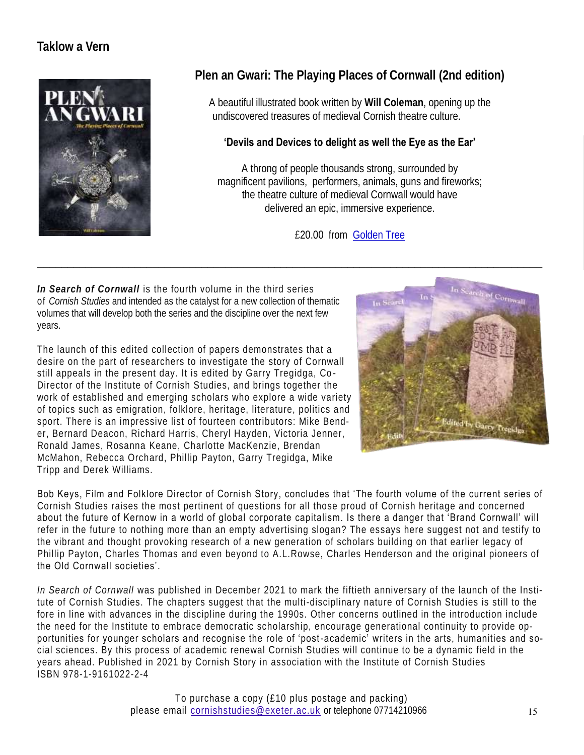## Taklow a Vern

### Plen an Gwari: The Playing Places of Cornwall (2nd edition)

A beautiful illustrated book written by **Will Coleman**, opening up the undiscovered treasures of medieval Cornish theatre culture.

**'Devils and Devices to delight as well the Eye as the Ear'**

A throng of people thousands strong, surrounded by magnificent pavilions, performers, animals, guns and fireworks; the theatre culture of medieval Cornwall would have delivered an epic, immersive experience.

£20.00 from Golden Tree

---

***In Search of Cornwall*** is the fourth volume in the third series of *Cornish Studies* and intended as the catalyst for a new collection of thematic volumes that will develop both the series and the discipline over the next few years.

The launch of this edited collection of papers demonstrates that a desire on the part of researchers to investigate the story of Cornwall still appeals in the present day. It is edited by Garry Tregidga, Co-Director of the Institute of Cornish Studies, and brings together the work of established and emerging scholars who explore a wide variety of topics such as emigration, folklore, heritage, literature, politics and sport. There is an impressive list of fourteen contributors: Mike Bender, Bernard Deacon, Richard Harris, Cheryl Hayden, Victoria Jenner, Ronald James, Rosanna Keane, Charlotte MacKenzie, Brendan McMahon, Rebecca Orchard, Phillip Payton, Garry Tregidga, Mike Tripp and Derek Williams.

Bob Keys, Film and Folklore Director of Cornish Story, concludes that 'The fourth volume of the current series of Cornish Studies raises the most pertinent of questions for all those proud of Cornish heritage and concerned about the future of Kernow in a world of global corporate capitalism. Is there a danger that 'Brand Cornwall' will refer in the future to nothing more than an empty advertising slogan? The essays here suggest not and testify to the vibrant and thought provoking research of a new generation of scholars building on that earlier legacy of Phillip Payton, Charles Thomas and even beyond to A.L.Rowse, Charles Henderson and the original pioneers of the Old Cornwall societies'.

*In Search of Cornwall* was published in December 2021 to mark the fiftieth anniversary of the launch of the Institute of Cornish Studies. The chapters suggest that the multi-disciplinary nature of Cornish Studies is still to the fore in line with advances in the discipline during the 1990s. Other concerns outlined in the introduction include the need for the Institute to embrace democratic scholarship, encourage generational continuity to provide opportunities for younger scholars and recognise the role of 'post-academic' writers in the arts, humanities and social sciences. By this process of academic renewal Cornish Studies will continue to be a dynamic field in the years ahead. Published in 2021 by Cornish Story in association with the Institute of Cornish Studies
ISBN 978-1-9161022-2-4

To purchase a copy (£10 plus postage and packing)
please email cornishstudies@exeter.ac.uk or telephone 07714210966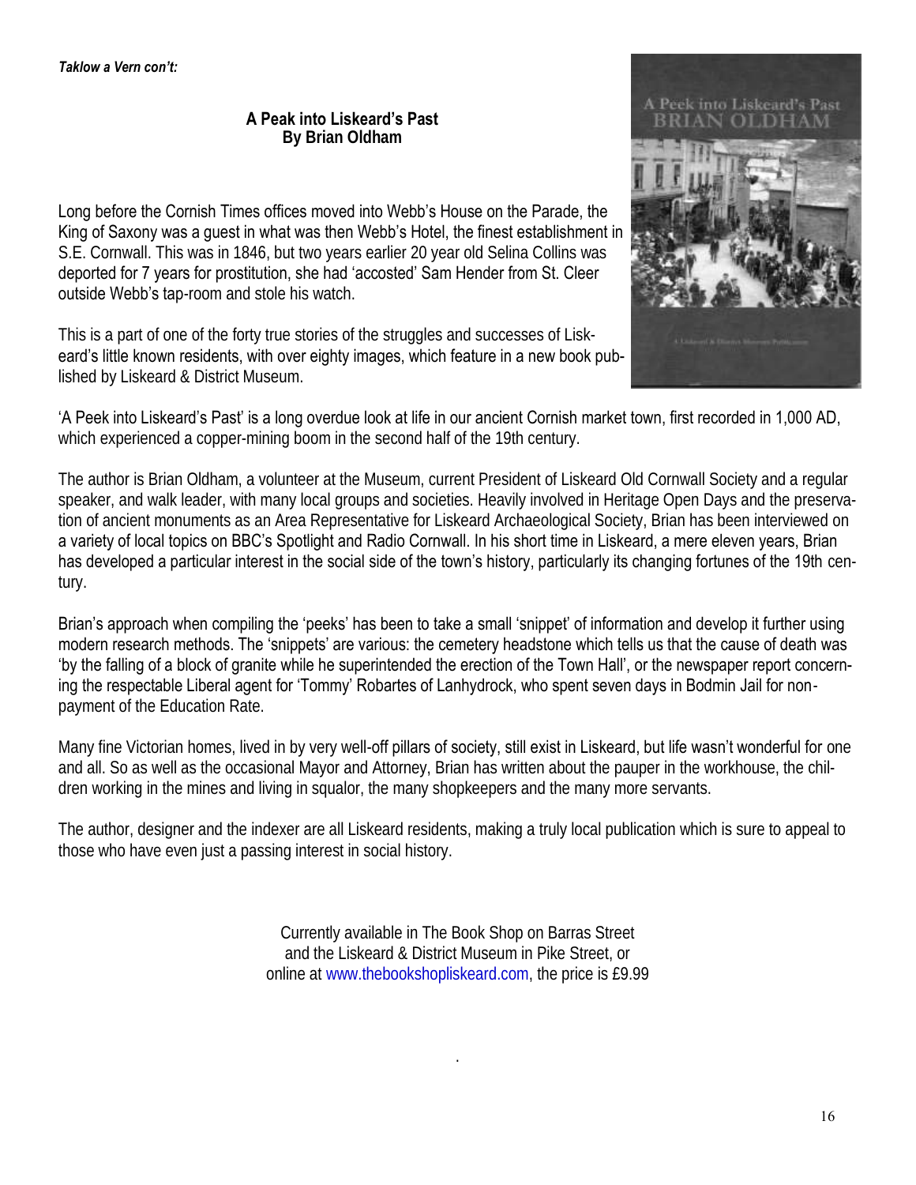*Taklow a Vern con't:*

**A Peak into Liskeard's Past**
**By Brian Oldham**

Long before the Cornish Times offices moved into Webb's House on the Parade, the King of Saxony was a guest in what was then Webb's Hotel, the finest establishment in S.E. Cornwall. This was in 1846, but two years earlier 20 year old Selina Collins was deported for 7 years for prostitution, she had 'accosted' Sam Hender from St. Cleer outside Webb's tap-room and stole his watch.

This is a part of one of the forty true stories of the struggles and successes of Liskeard's little known residents, with over eighty images, which feature in a new book published by Liskeard & District Museum.

'A Peek into Liskeard's Past' is a long overdue look at life in our ancient Cornish market town, first recorded in 1,000 AD, which experienced a copper-mining boom in the second half of the 19th century.

The author is Brian Oldham, a volunteer at the Museum, current President of Liskeard Old Cornwall Society and a regular speaker, and walk leader, with many local groups and societies. Heavily involved in Heritage Open Days and the preservation of ancient monuments as an Area Representative for Liskeard Archaeological Society, Brian has been interviewed on a variety of local topics on BBC's Spotlight and Radio Cornwall. In his short time in Liskeard, a mere eleven years, Brian has developed a particular interest in the social side of the town's history, particularly its changing fortunes of the 19th century.

Brian's approach when compiling the 'peeks' has been to take a small 'snippet' of information and develop it further using modern research methods. The 'snippets' are various: the cemetery headstone which tells us that the cause of death was 'by the falling of a block of granite while he superintended the erection of the Town Hall', or the newspaper report concerning the respectable Liberal agent for 'Tommy' Robartes of Lanhydrock, who spent seven days in Bodmin Jail for non-payment of the Education Rate.

Many fine Victorian homes, lived in by very well-off pillars of society, still exist in Liskeard, but life wasn't wonderful for one and all. So as well as the occasional Mayor and Attorney, Brian has written about the pauper in the workhouse, the children working in the mines and living in squalor, the many shopkeepers and the many more servants.

The author, designer and the indexer are all Liskeard residents, making a truly local publication which is sure to appeal to those who have even just a passing interest in social history.

Currently available in The Book Shop on Barras Street
and the Liskeard & District Museum in Pike Street, or
online at www.thebookshopliskeard.com, the price is £9.99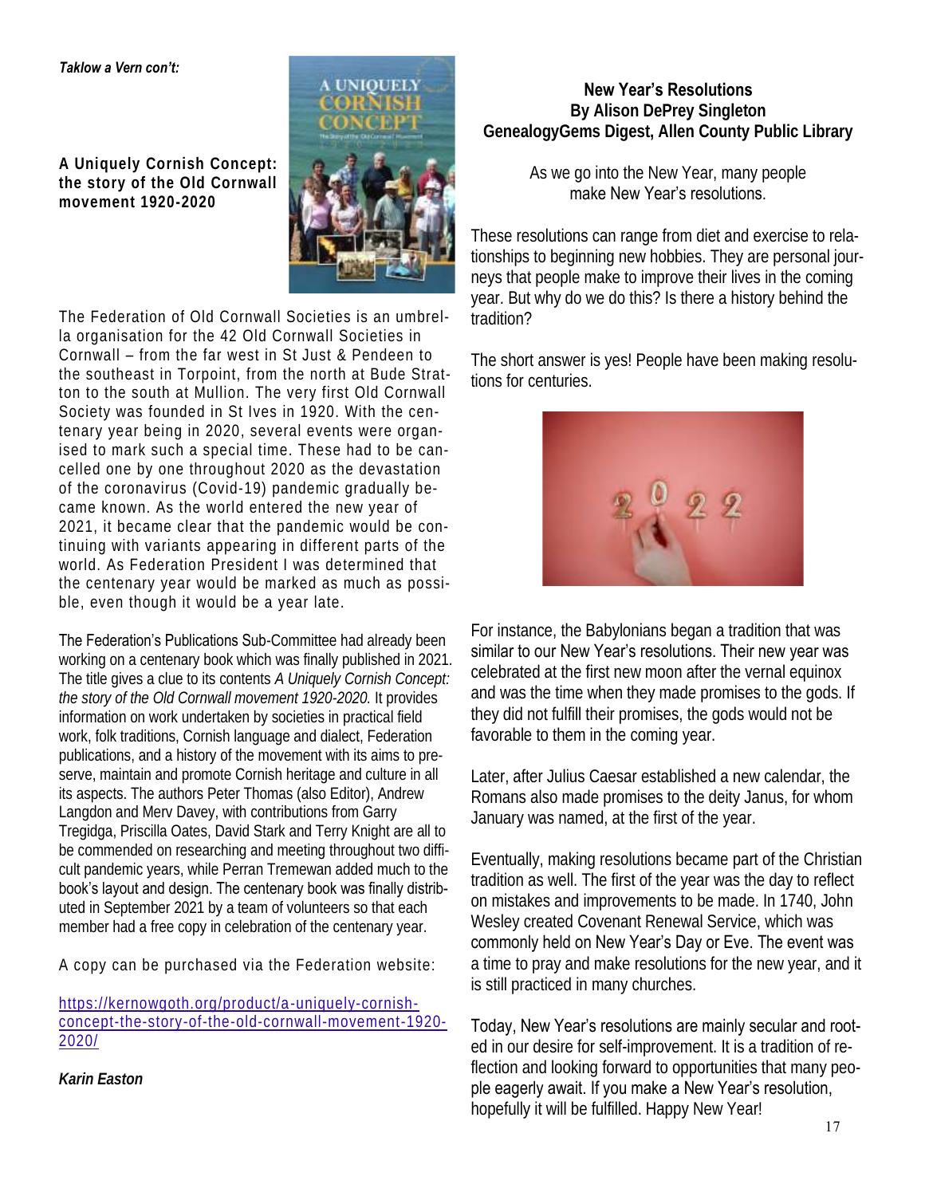*Taklow a Vern con't:*

**A Uniquely Cornish Concept: the story of the Old Cornwall movement 1920-2020**

The Federation of Old Cornwall Societies is an umbrella organisation for the 42 Old Cornwall Societies in Cornwall – from the far west in St Just & Pendeen to the southeast in Torpoint, from the north at Bude Stratton to the south at Mullion. The very first Old Cornwall Society was founded in St Ives in 1920. With the centenary year being in 2020, several events were organised to mark such a special time. These had to be cancelled one by one throughout 2020 as the devastation of the coronavirus (Covid-19) pandemic gradually became known. As the world entered the new year of 2021, it became clear that the pandemic would be continuing with variants appearing in different parts of the world. As Federation President I was determined that the centenary year would be marked as much as possible, even though it would be a year late.

The Federation's Publications Sub-Committee had already been working on a centenary book which was finally published in 2021. The title gives a clue to its contents *A Uniquely Cornish Concept: the story of the Old Cornwall movement 1920-2020.* It provides information on work undertaken by societies in practical field work, folk traditions, Cornish language and dialect, Federation publications, and a history of the movement with its aims to preserve, maintain and promote Cornish heritage and culture in all its aspects. The authors Peter Thomas (also Editor), Andrew Langdon and Merv Davey, with contributions from Garry Tregidga, Priscilla Oates, David Stark and Terry Knight are all to be commended on researching and meeting throughout two difficult pandemic years, while Perran Tremewan added much to the book's layout and design. The centenary book was finally distributed in September 2021 by a team of volunteers so that each member had a free copy in celebration of the centenary year.

A copy can be purchased via the Federation website:

https://kernowgoth.org/product/a-uniquely-cornish-concept-the-story-of-the-old-cornwall-movement-1920-2020/

***Karin Easton***

## New Year's Resolutions
**By Alison DePrey Singleton**
**GenealogyGems Digest, Allen County Public Library**

As we go into the New Year, many people make New Year's resolutions.

These resolutions can range from diet and exercise to relationships to beginning new hobbies. They are personal journeys that people make to improve their lives in the coming year. But why do we do this? Is there a history behind the tradition?

The short answer is yes! People have been making resolutions for centuries.

For instance, the Babylonians began a tradition that was similar to our New Year's resolutions. Their new year was celebrated at the first new moon after the vernal equinox and was the time when they made promises to the gods. If they did not fulfill their promises, the gods would not be favorable to them in the coming year.

Later, after Julius Caesar established a new calendar, the Romans also made promises to the deity Janus, for whom January was named, at the first of the year.

Eventually, making resolutions became part of the Christian tradition as well. The first of the year was the day to reflect on mistakes and improvements to be made. In 1740, John Wesley created Covenant Renewal Service, which was commonly held on New Year's Day or Eve. The event was a time to pray and make resolutions for the new year, and it is still practiced in many churches.

Today, New Year's resolutions are mainly secular and rooted in our desire for self-improvement. It is a tradition of reflection and looking forward to opportunities that many people eagerly await. If you make a New Year's resolution, hopefully it will be fulfilled. Happy New Year!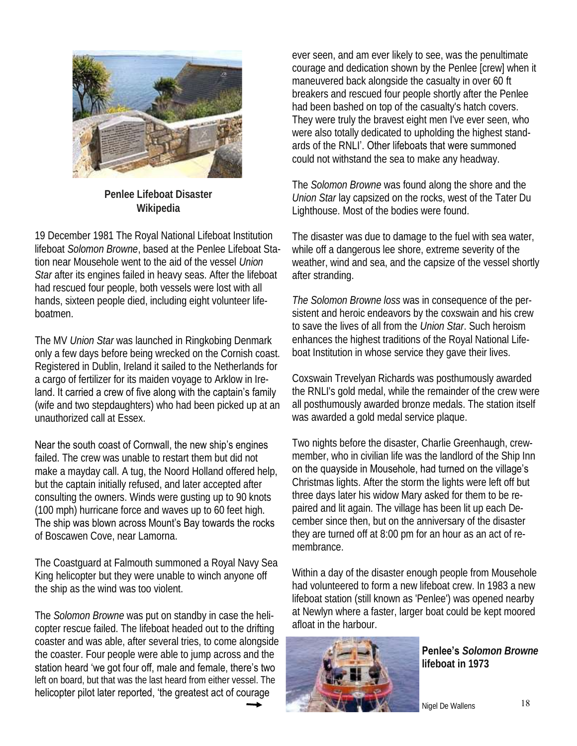**Penlee Lifeboat Disaster**
**Wikipedia**

19 December 1981 The Royal National Lifeboat Institution lifeboat *Solomon Browne*, based at the Penlee Lifeboat Station near Mousehole went to the aid of the vessel *Union Star* after its engines failed in heavy seas. After the lifeboat had rescued four people, both vessels were lost with all hands, sixteen people died, including eight volunteer lifeboatmen.

The MV *Union Star* was launched in Ringkobing Denmark only a few days before being wrecked on the Cornish coast. Registered in Dublin, Ireland it sailed to the Netherlands for a cargo of fertilizer for its maiden voyage to Arklow in Ireland. It carried a crew of five along with the captain's family (wife and two stepdaughters) who had been picked up at an unauthorized call at Essex.

Near the south coast of Cornwall, the new ship's engines failed. The crew was unable to restart them but did not make a mayday call. A tug, the Noord Holland offered help, but the captain initially refused, and later accepted after consulting the owners. Winds were gusting up to 90 knots (100 mph) hurricane force and waves up to 60 feet high. The ship was blown across Mount's Bay towards the rocks of Boscawen Cove, near Lamorna.

The Coastguard at Falmouth summoned a Royal Navy Sea King helicopter but they were unable to winch anyone off the ship as the wind was too violent.

The *Solomon Browne* was put on standby in case the helicopter rescue failed. The lifeboat headed out to the drifting coaster and was able, after several tries, to come alongside the coaster. Four people were able to jump across and the station heard 'we got four off, male and female, there's two left on board, but that was the last heard from either vessel. The helicopter pilot later reported, 'the greatest act of courage ever seen, and am ever likely to see, was the penultimate courage and dedication shown by the Penlee [crew] when it maneuvered back alongside the casualty in over 60 ft breakers and rescued four people shortly after the Penlee had been bashed on top of the casualty's hatch covers. They were truly the bravest eight men I've ever seen, who were also totally dedicated to upholding the highest standards of the RNLI'. Other lifeboats that were summoned could not withstand the sea to make any headway.

The *Solomon Browne* was found along the shore and the *Union Star* lay capsized on the rocks, west of the Tater Du Lighthouse. Most of the bodies were found.

The disaster was due to damage to the fuel with sea water, while off a dangerous lee shore, extreme severity of the weather, wind and sea, and the capsize of the vessel shortly after stranding.

*The Solomon Browne loss* was in consequence of the persistent and heroic endeavors by the coxswain and his crew to save the lives of all from the *Union Star*. Such heroism enhances the highest traditions of the Royal National Lifeboat Institution in whose service they gave their lives.

Coxswain Trevelyan Richards was posthumously awarded the RNLI's gold medal, while the remainder of the crew were all posthumously awarded bronze medals. The station itself was awarded a gold medal service plaque.

Two nights before the disaster, Charlie Greenhaugh, crewmember, who in civilian life was the landlord of the Ship Inn on the quayside in Mousehole, had turned on the village's Christmas lights. After the storm the lights were left off but three days later his widow Mary asked for them to be repaired and lit again. The village has been lit up each December since then, but on the anniversary of the disaster they are turned off at 8:00 pm for an hour as an act of remembrance.

Within a day of the disaster enough people from Mousehole had volunteered to form a new lifeboat crew. In 1983 a new lifeboat station (still known as 'Penlee') was opened nearby at Newlyn where a faster, larger boat could be kept moored afloat in the harbour.

**Penlee's *Solomon Browne* lifeboat in 1973**

Nigel De Wallens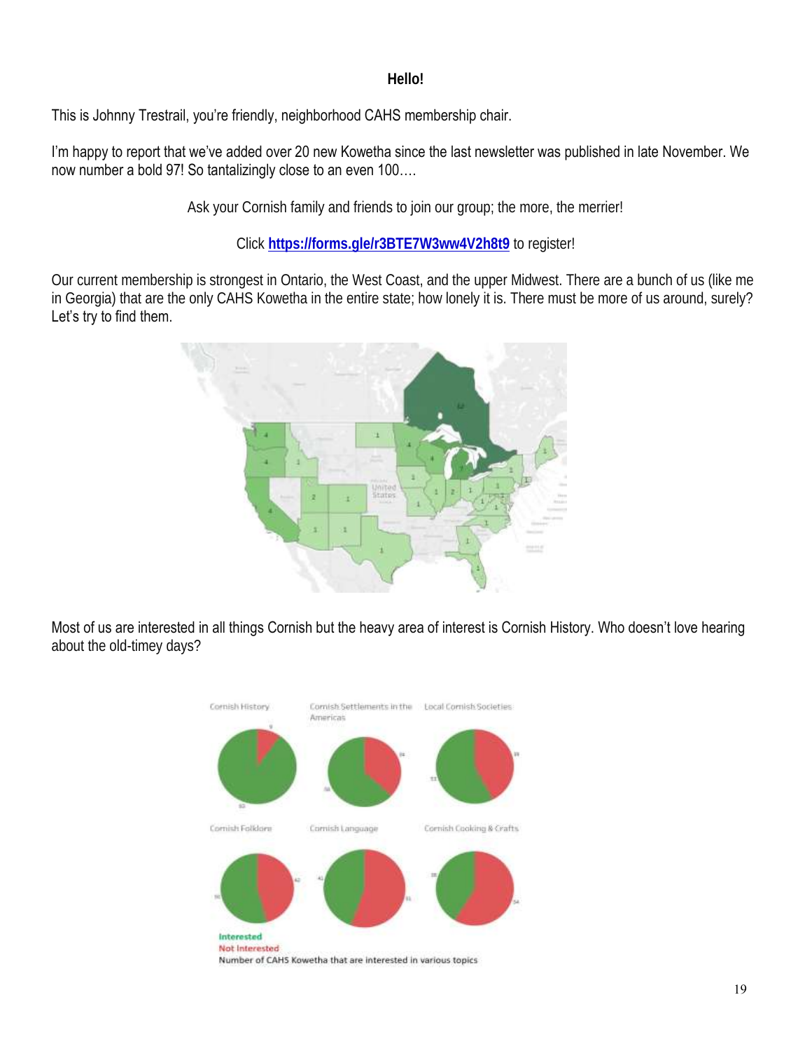**Hello!**

This is Johnny Trestrail, you're friendly, neighborhood CAHS membership chair.

I'm happy to report that we've added over 20 new Kowetha since the last newsletter was published in late November. We now number a bold 97! So tantalizingly close to an even 100….

Ask your Cornish family and friends to join our group; the more, the merrier!

Click **https://forms.gle/r3BTE7W3ww4V2h8t9** to register!

Our current membership is strongest in Ontario, the West Coast, and the upper Midwest. There are a bunch of us (like me in Georgia) that are the only CAHS Kowetha in the entire state; how lonely it is. There must be more of us around, surely? Let's try to find them.

Most of us are interested in all things Cornish but the heavy area of interest is Cornish History. Who doesn't love hearing about the old-timey days?

Number of CAHS Kowetha that are interested in various topics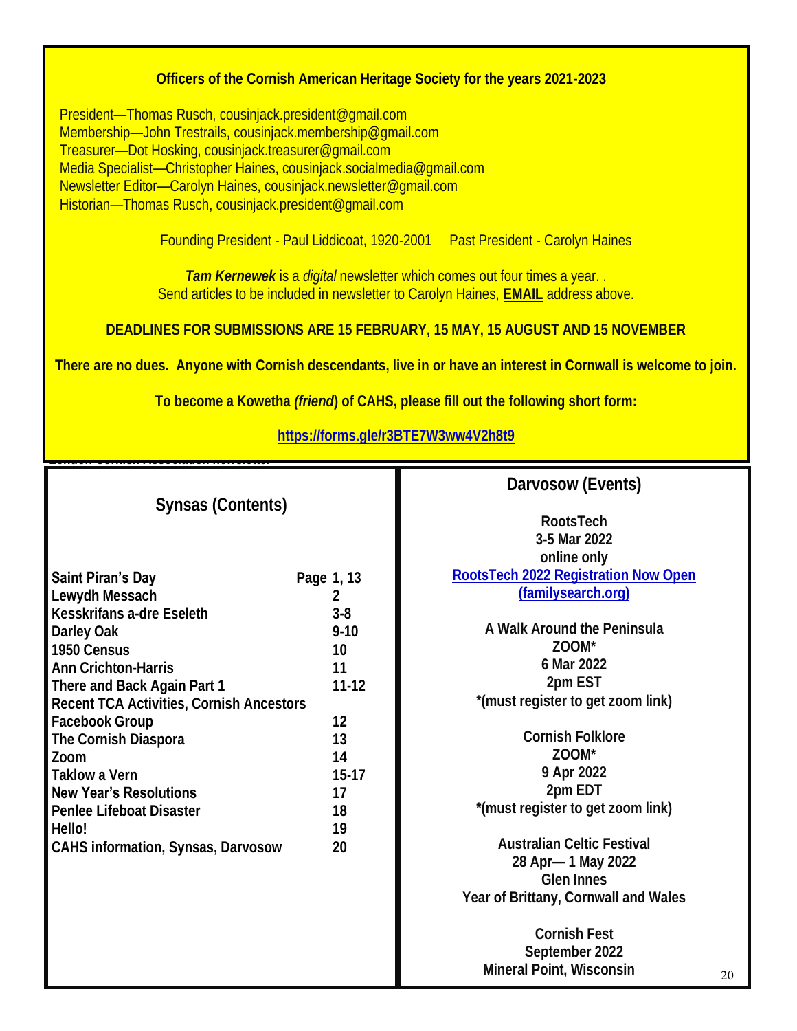**Officers of the Cornish American Heritage Society for the years 2021-2023**

President—Thomas Rusch, cousinjack.president@gmail.com
Membership—John Trestrails, cousinjack.membership@gmail.com
Treasurer—Dot Hosking, cousinjack.treasurer@gmail.com
Media Specialist—Christopher Haines, cousinjack.socialmedia@gmail.com
Newsletter Editor—Carolyn Haines, cousinjack.newsletter@gmail.com
Historian—Thomas Rusch, cousinjack.president@gmail.com

Founding President - Paul Liddicoat, 1920-2001     Past President - Carolyn Haines

***Tam Kernewek*** is a *digital* newsletter which comes out four times a year. .
Send articles to be included in newsletter to Carolyn Haines, **EMAIL** address above.

**DEADLINES FOR SUBMISSIONS ARE 15 FEBRUARY, 15 MAY, 15 AUGUST AND 15 NOVEMBER**

**There are no dues. Anyone with Cornish descendants, live in or have an interest in Cornwall is welcome to join.**

**To become a Kowetha *(friend*) of CAHS, please fill out the following short form:**

**https://forms.gle/r3BTE7W3ww4V2h8t9**

## Synsas (Contents)

| | |
|---|---|
| **Saint Piran's Day** | **Page 1, 13** |
| **Lewydh Messach** | **2** |
| **Kesskrifans a-dre Eseleth** | **3-8** |
| **Darley Oak** | **9-10** |
| **1950 Census** | **10** |
| **Ann Crichton-Harris** | **11** |
| **There and Back Again Part 1** | **11-12** |
| **Recent TCA Activities, Cornish Ancestors Facebook Group** | **12** |
| **The Cornish Diaspora** | **13** |
| **Zoom** | **14** |
| **Taklow a Vern** | **15-17** |
| **New Year's Resolutions** | **17** |
| **Penlee Lifeboat Disaster** | **18** |
| **Hello!** | **19** |
| **CAHS information, Synsas, Darvosow** | **20** |

## Darvosow (Events)

**RootsTech**
**3-5 Mar 2022**
**online only**
**RootsTech 2022 Registration Now Open (familysearch.org)**

**A Walk Around the Peninsula**
**ZOOM\***
**6 Mar 2022**
**2pm EST**
**\*(must register to get zoom link)**

**Cornish Folklore**
**ZOOM\***
**9 Apr 2022**
**2pm EDT**
**\*(must register to get zoom link)**

**Australian Celtic Festival**
**28 Apr— 1 May 2022**
**Glen Innes**
**Year of Brittany, Cornwall and Wales**

**Cornish Fest**
**September 2022**
**Mineral Point, Wisconsin**